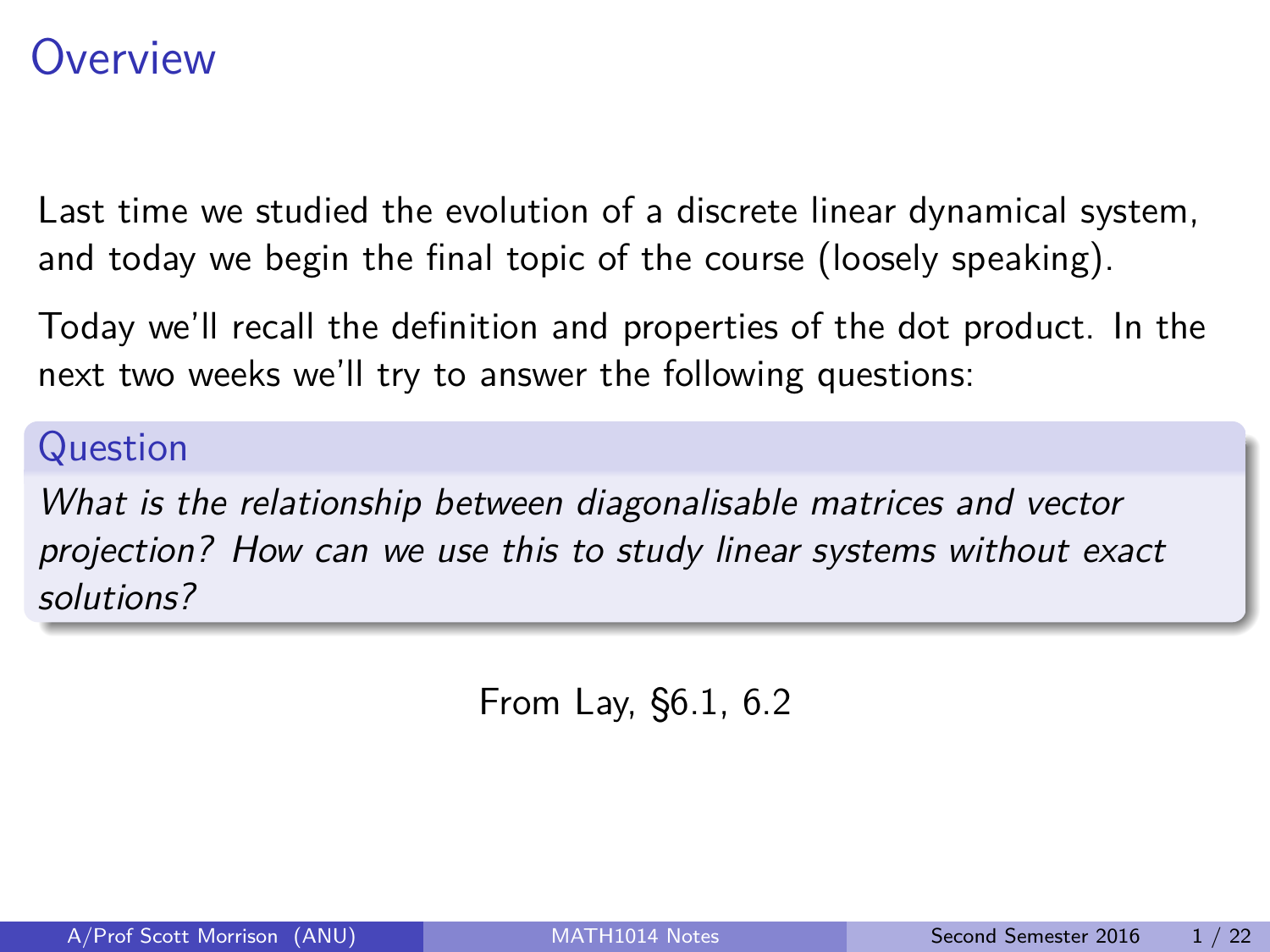# Overview

Last time we studied the evolution of a discrete linear dynamical system, and today we begin the final topic of the course (loosely speaking).

Today we'll recall the definition and properties of the dot product. In the next two weeks we'll try to answer the following questions:

**Question**

*What is the relationship between diagonalisable matrices and vector projection? How can we use this to study linear systems without exact solutions?*

From Lay, §6.1, 6.2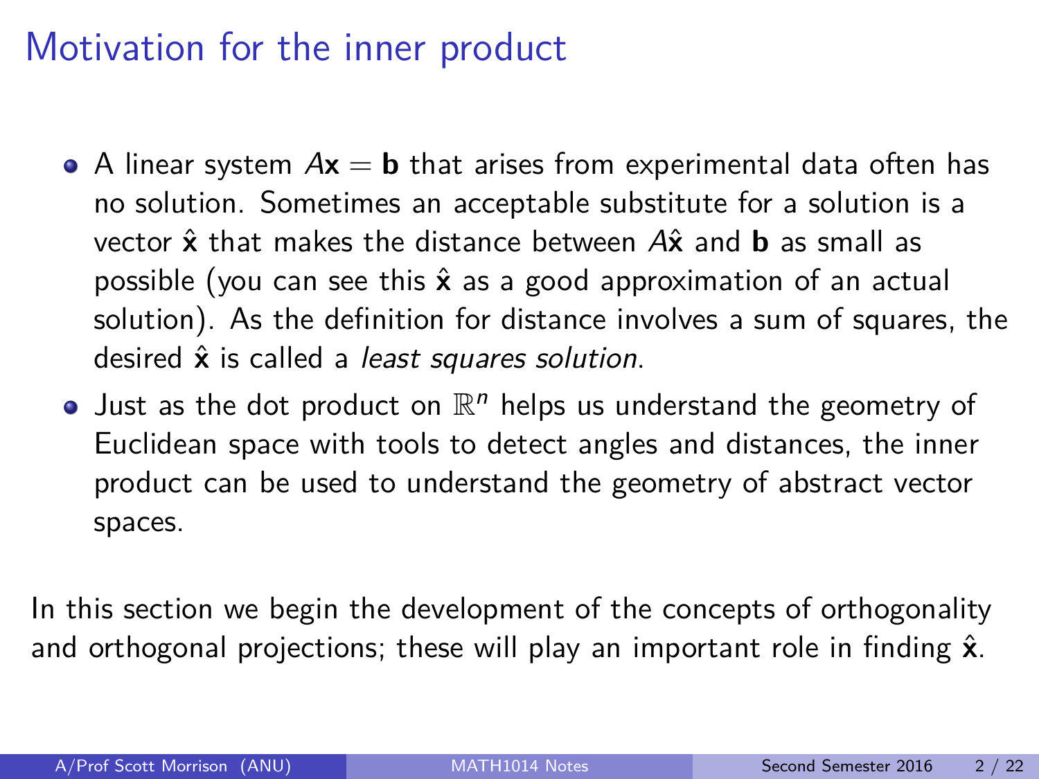# Motivation for the inner product

- A linear system $A\mathbf{x} = \mathbf{b}$ that arises from experimental data often has no solution. Sometimes an acceptable substitute for a solution is a vector $\hat{\mathbf{x}}$ that makes the distance between $A\hat{\mathbf{x}}$ and $\mathbf{b}$ as small as possible (you can see this $\hat{\mathbf{x}}$ as a good approximation of an actual solution). As the definition for distance involves a sum of squares, the desired $\hat{\mathbf{x}}$ is called a *least squares solution*.
- Just as the dot product on $\mathbb{R}^n$ helps us understand the geometry of Euclidean space with tools to detect angles and distances, the inner product can be used to understand the geometry of abstract vector spaces.

In this section we begin the development of the concepts of orthogonality and orthogonal projections; these will play an important role in finding $\hat{\mathbf{x}}$.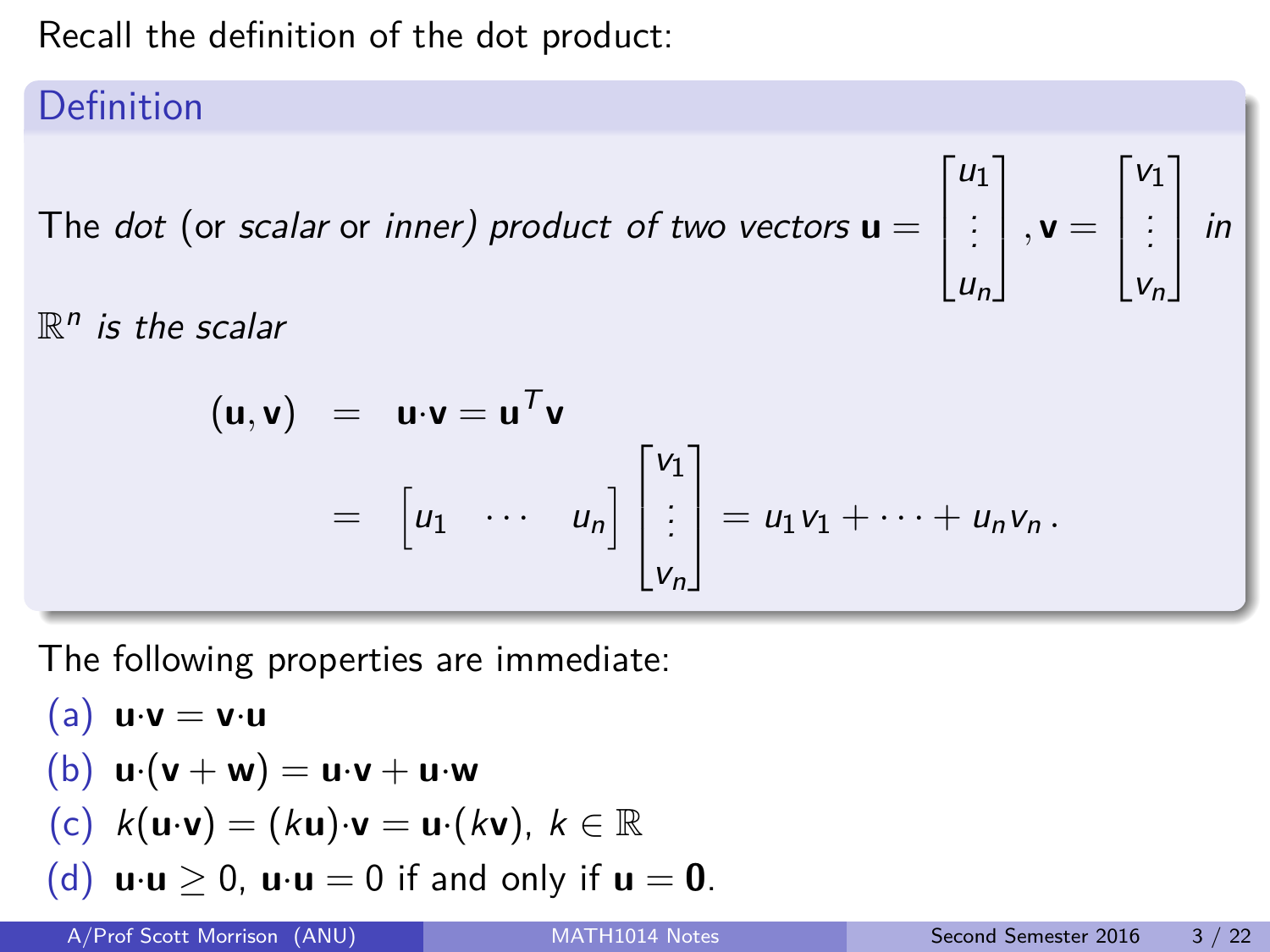Recall the definition of the dot product:

**Definition**

The *dot* (or *scalar* or *inner*) *product of two vectors* $\mathbf{u} = \begin{bmatrix} u_1 \\ \vdots \\ u_n \end{bmatrix}, \mathbf{v} = \begin{bmatrix} v_1 \\ \vdots \\ v_n \end{bmatrix}$ *in* $\mathbb{R}^n$ *is the scalar*

$$
\begin{aligned}
(\mathbf{u}, \mathbf{v}) &= \mathbf{u} \cdot \mathbf{v} = \mathbf{u}^T \mathbf{v} \\
&= \begin{bmatrix} u_1 & \cdots & u_n \end{bmatrix} \begin{bmatrix} v_1 \\ \vdots \\ v_n \end{bmatrix} = u_1 v_1 + \cdots + u_n v_n \,.
\end{aligned}
$$

The following properties are immediate:

(a) $\mathbf{u} \cdot \mathbf{v} = \mathbf{v} \cdot \mathbf{u}$

(b) $\mathbf{u} \cdot (\mathbf{v} + \mathbf{w}) = \mathbf{u} \cdot \mathbf{v} + \mathbf{u} \cdot \mathbf{w}$

(c) $k(\mathbf{u} \cdot \mathbf{v}) = (k\mathbf{u}) \cdot \mathbf{v} = \mathbf{u} \cdot (k\mathbf{v})$, $k \in \mathbb{R}$

(d) $\mathbf{u} \cdot \mathbf{u} \geq 0$, $\mathbf{u} \cdot \mathbf{u} = 0$ if and only if $\mathbf{u} = \mathbf{0}$.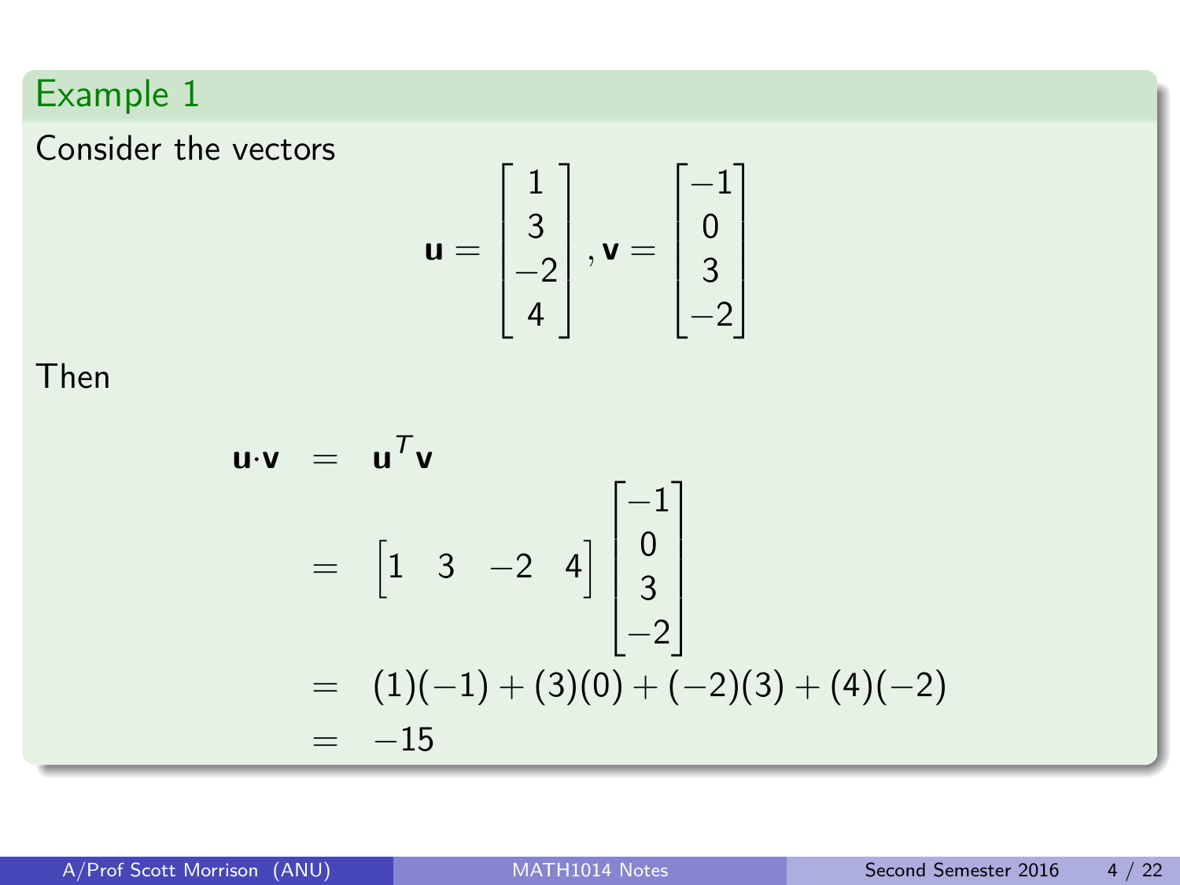## Example 1

Consider the vectors

$$\mathbf{u} = \begin{bmatrix} 1 \\ 3 \\ -2 \\ 4 \end{bmatrix}, \mathbf{v} = \begin{bmatrix} -1 \\ 0 \\ 3 \\ -2 \end{bmatrix}$$

Then

$$\begin{aligned}
\mathbf{u} \cdot \mathbf{v} &= \mathbf{u}^T \mathbf{v} \\
&= \begin{bmatrix} 1 & 3 & -2 & 4 \end{bmatrix} \begin{bmatrix} -1 \\ 0 \\ 3 \\ -2 \end{bmatrix} \\
&= (1)(-1) + (3)(0) + (-2)(3) + (4)(-2) \\
&= -15
\end{aligned}$$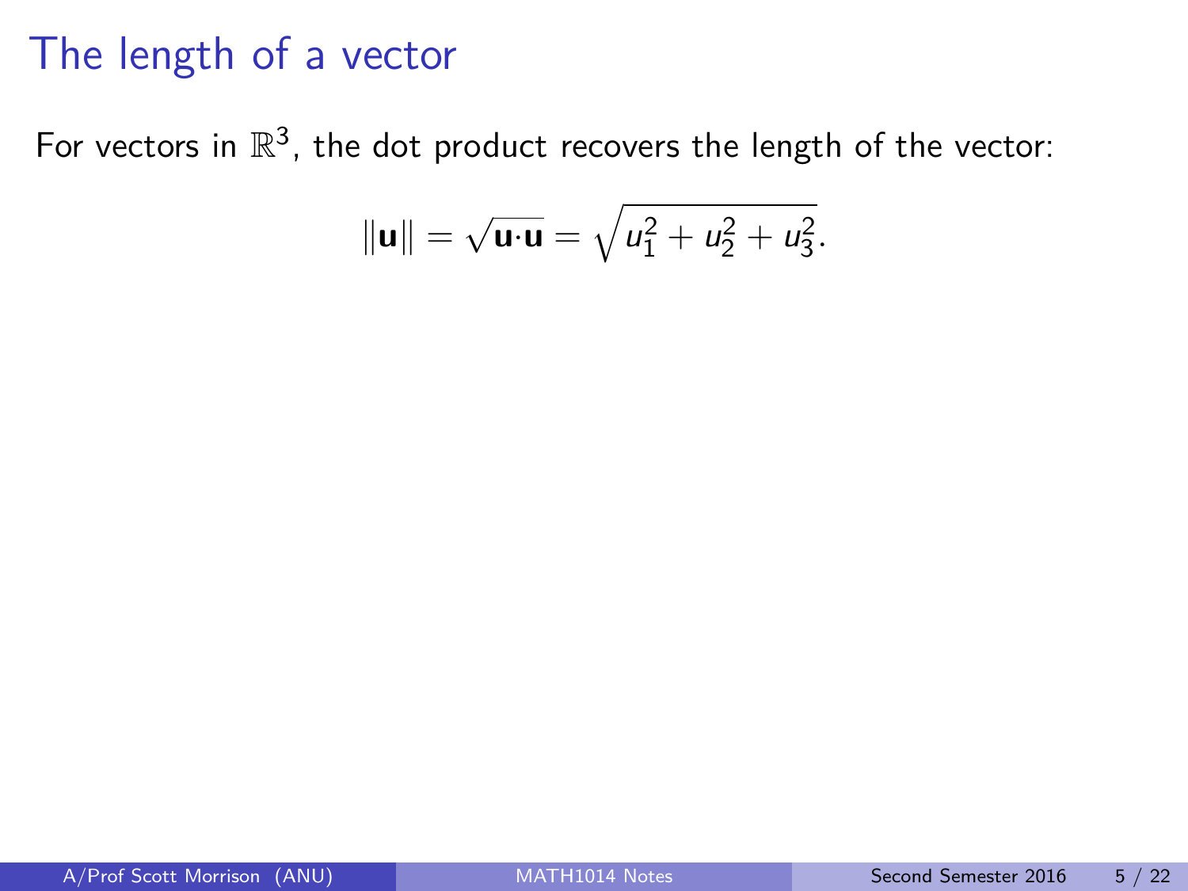# The length of a vector

For vectors in $\mathbb{R}^3$, the dot product recovers the length of the vector:

$$\|\mathbf{u}\| = \sqrt{\mathbf{u}\cdot\mathbf{u}} = \sqrt{u_1^2 + u_2^2 + u_3^2}.$$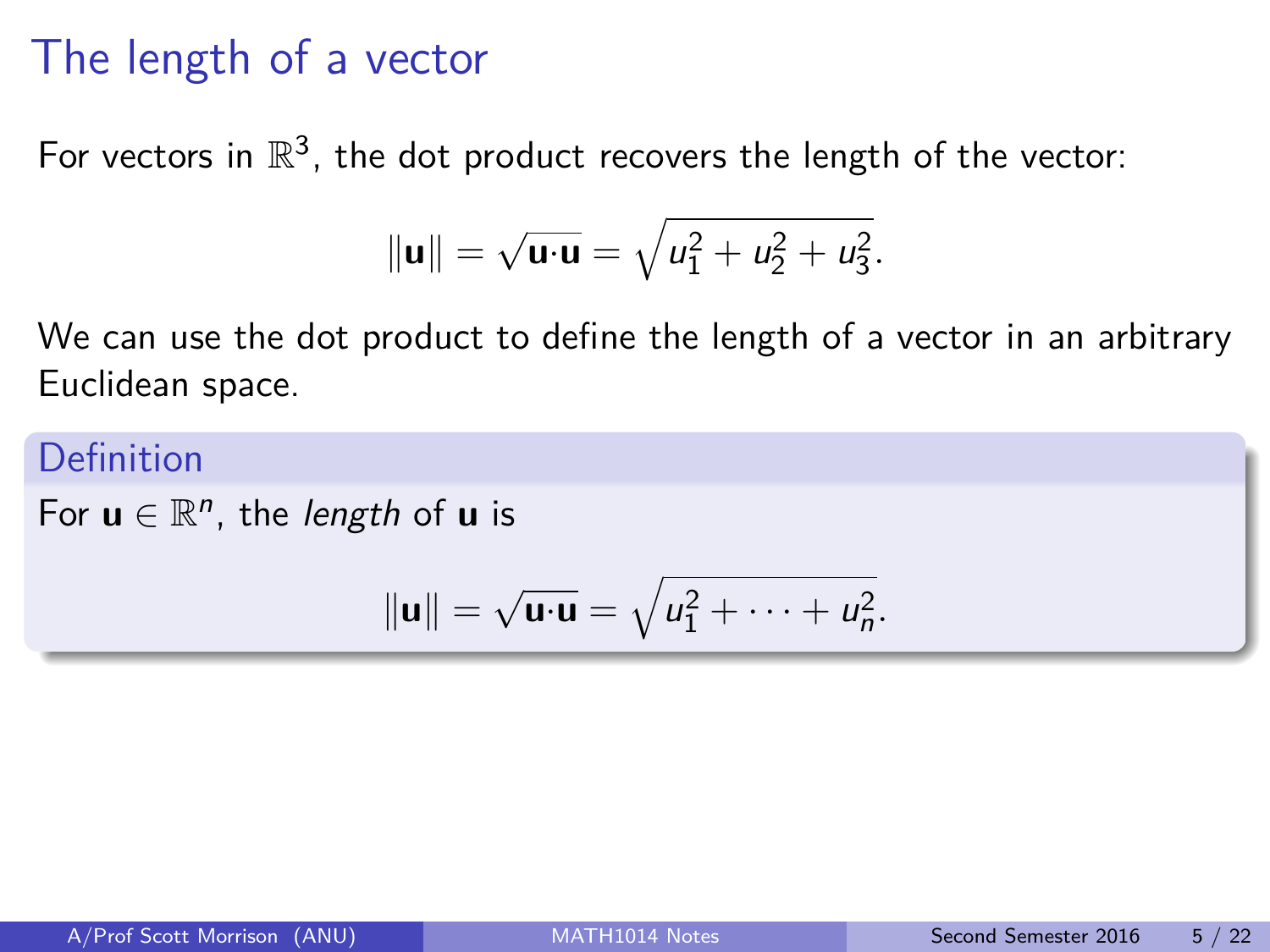# The length of a vector

For vectors in $\mathbb{R}^3$, the dot product recovers the length of the vector:

$$\|\mathbf{u}\| = \sqrt{\mathbf{u} \cdot \mathbf{u}} = \sqrt{u_1^2 + u_2^2 + u_3^2}.$$

We can use the dot product to define the length of a vector in an arbitrary Euclidean space.

**Definition**

For $\mathbf{u} \in \mathbb{R}^n$, the *length* of $\mathbf{u}$ is

$$\|\mathbf{u}\| = \sqrt{\mathbf{u} \cdot \mathbf{u}} = \sqrt{u_1^2 + \cdots + u_n^2}.$$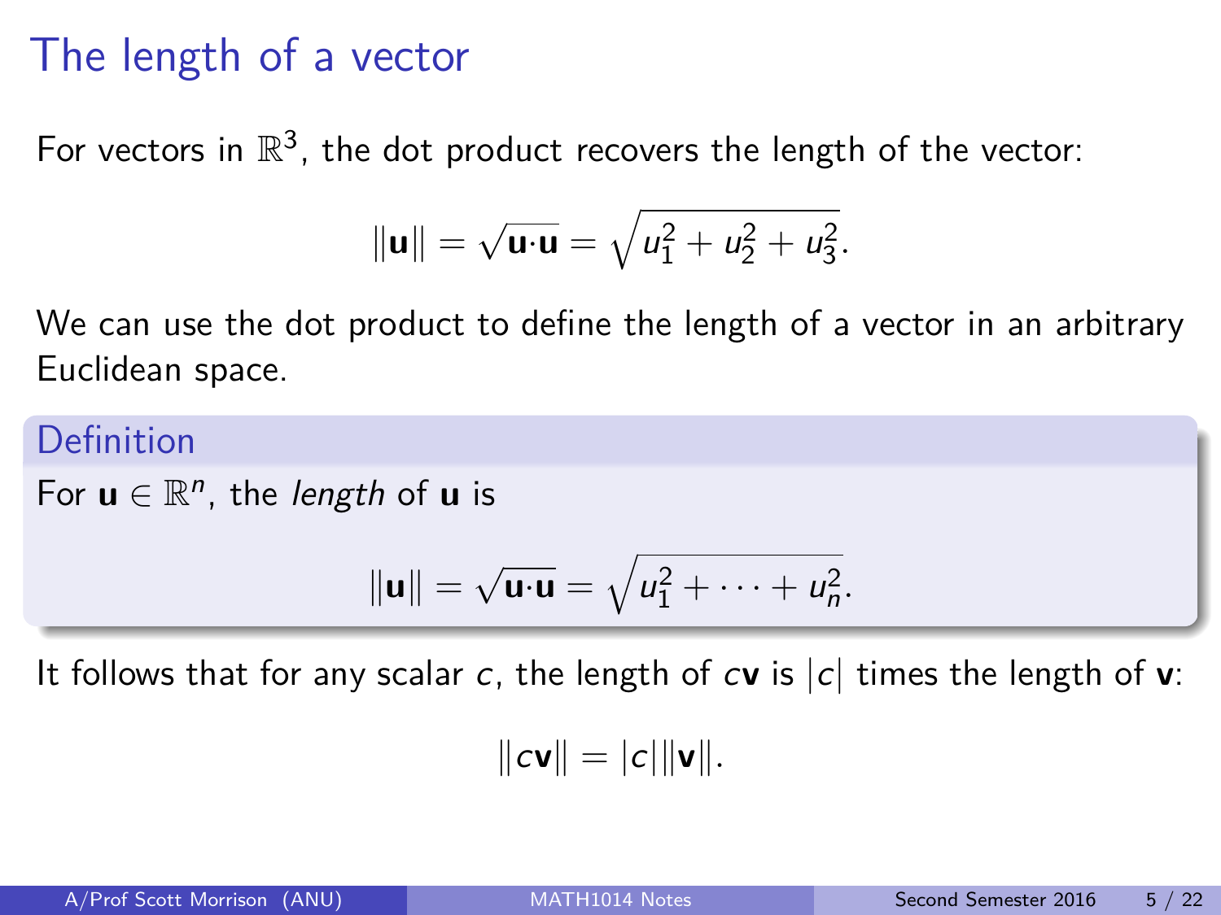# The length of a vector

For vectors in $\mathbb{R}^3$, the dot product recovers the length of the vector:

$$\|\mathbf{u}\| = \sqrt{\mathbf{u}\cdot\mathbf{u}} = \sqrt{u_1^2 + u_2^2 + u_3^2}.$$

We can use the dot product to define the length of a vector in an arbitrary Euclidean space.

**Definition**

For $\mathbf{u} \in \mathbb{R}^n$, the *length* of $\mathbf{u}$ is

$$\|\mathbf{u}\| = \sqrt{\mathbf{u}\cdot\mathbf{u}} = \sqrt{u_1^2 + \cdots + u_n^2}.$$

It follows that for any scalar $c$, the length of $c\mathbf{v}$ is $|c|$ times the length of $\mathbf{v}$:

$$\|c\mathbf{v}\| = |c|\|\mathbf{v}\|.$$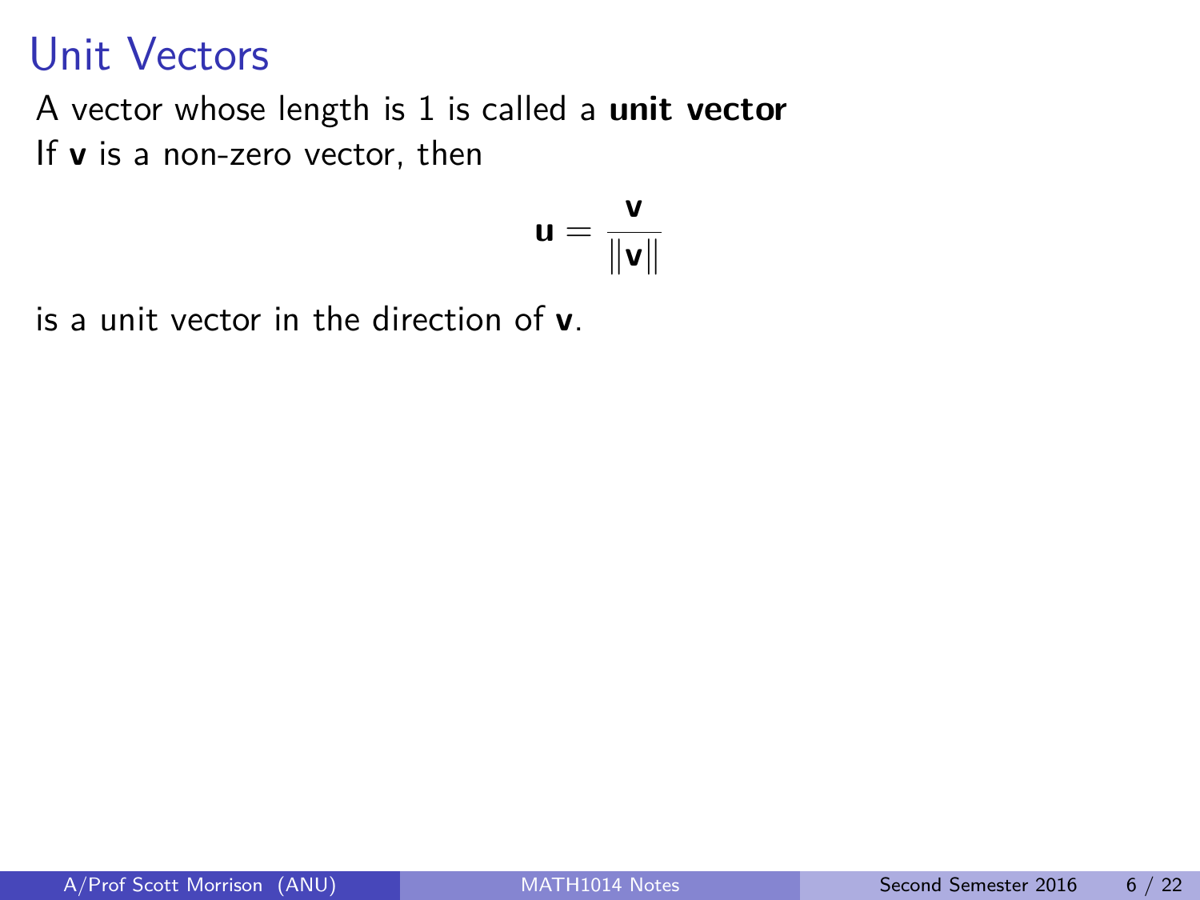# Unit Vectors

A vector whose length is 1 is called a **unit vector**

If $\mathbf{v}$ is a non-zero vector, then

$$\mathbf{u} = \frac{\mathbf{v}}{\|\mathbf{v}\|}$$

is a unit vector in the direction of $\mathbf{v}$.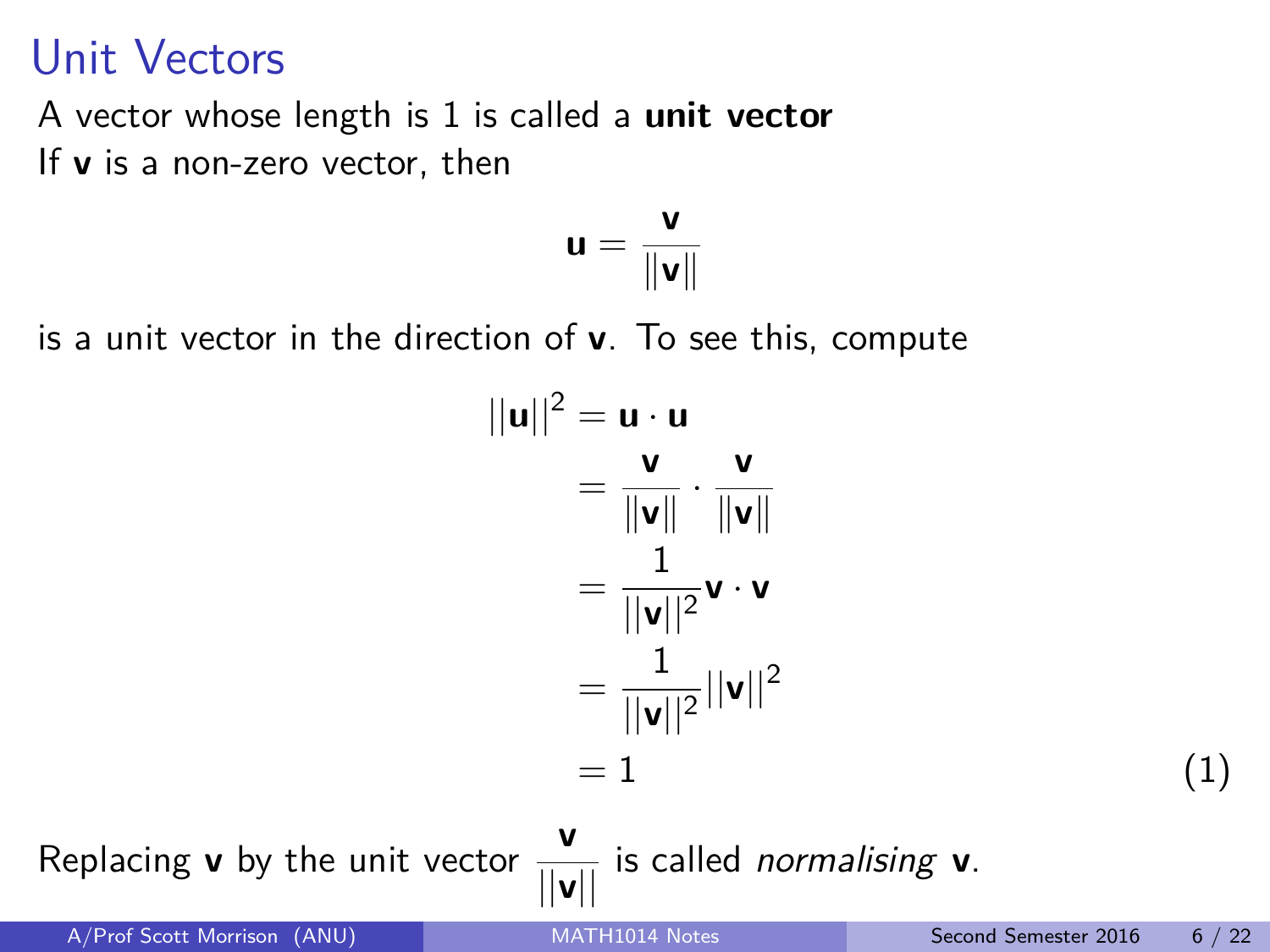# Unit Vectors

A vector whose length is 1 is called a **unit vector**

If $\mathbf{v}$ is a non-zero vector, then

$$\mathbf{u} = \frac{\mathbf{v}}{\|\mathbf{v}\|}$$

is a unit vector in the direction of $\mathbf{v}$. To see this, compute

$$\begin{aligned}
||\mathbf{u}||^2 &= \mathbf{u} \cdot \mathbf{u} \\
&= \frac{\mathbf{v}}{\|\mathbf{v}\|} \cdot \frac{\mathbf{v}}{\|\mathbf{v}\|} \\
&= \frac{1}{||\mathbf{v}||^2} \mathbf{v} \cdot \mathbf{v} \\
&= \frac{1}{||\mathbf{v}||^2} ||\mathbf{v}||^2 \\
&= 1
\end{aligned} \tag{1}$$

Replacing $\mathbf{v}$ by the unit vector $\dfrac{\mathbf{v}}{||\mathbf{v}||}$ is called *normalising* $\mathbf{v}$.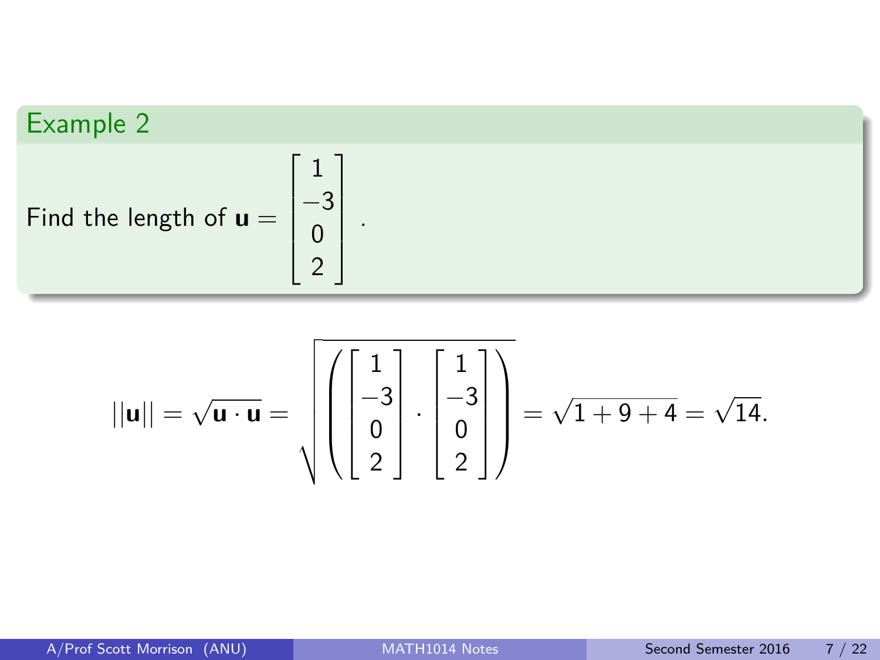**Example 2**

Find the length of $\mathbf{u} = \begin{bmatrix} 1 \\ -3 \\ 0 \\ 2 \end{bmatrix}$.

$$||\mathbf{u}|| = \sqrt{\mathbf{u} \cdot \mathbf{u}} = \sqrt{\left( \begin{bmatrix} 1 \\ -3 \\ 0 \\ 2 \end{bmatrix} \cdot \begin{bmatrix} 1 \\ -3 \\ 0 \\ 2 \end{bmatrix} \right)} = \sqrt{1 + 9 + 4} = \sqrt{14}.$$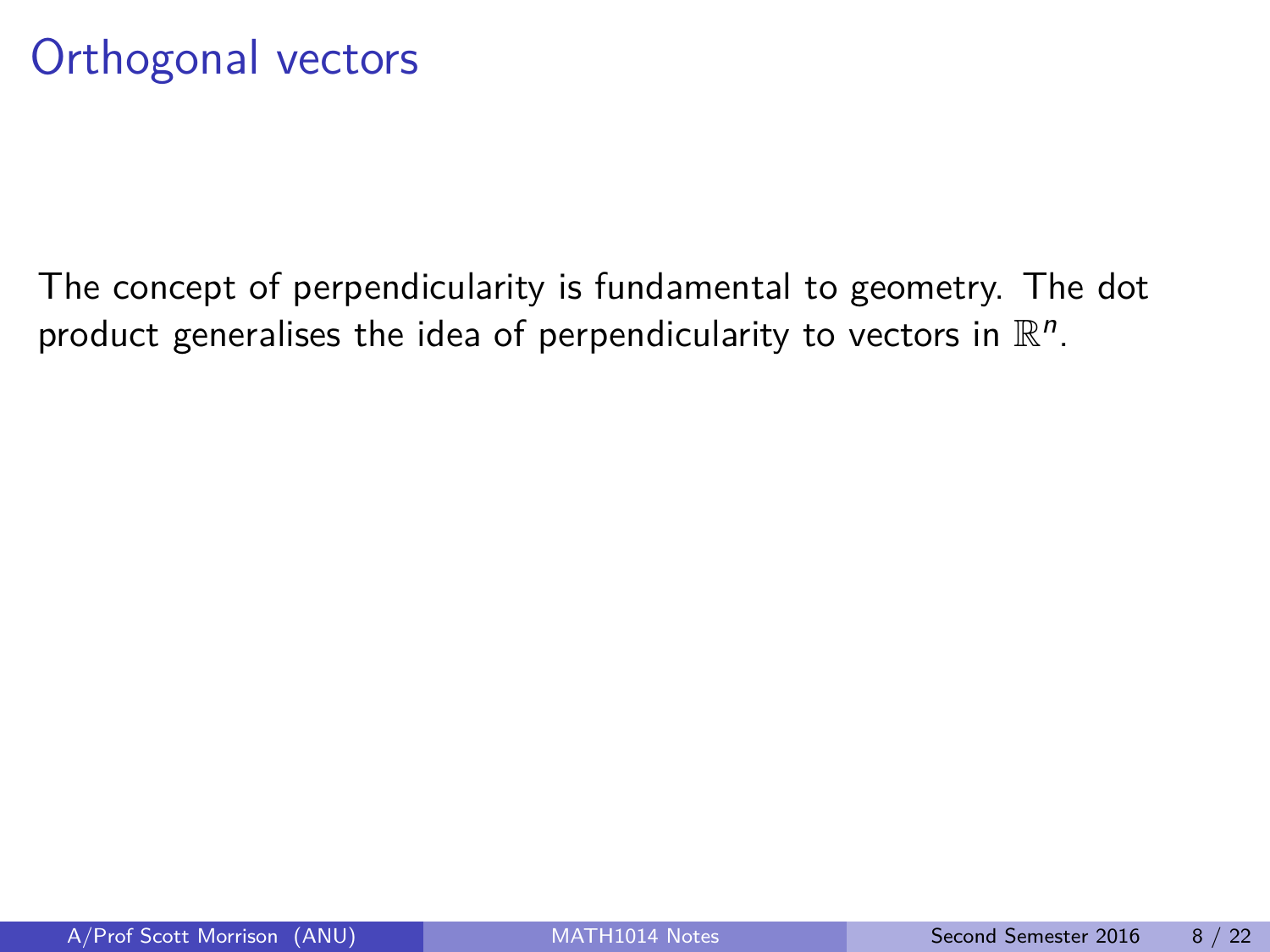# Orthogonal vectors

The concept of perpendicularity is fundamental to geometry. The dot product generalises the idea of perpendicularity to vectors in $\mathbb{R}^n$.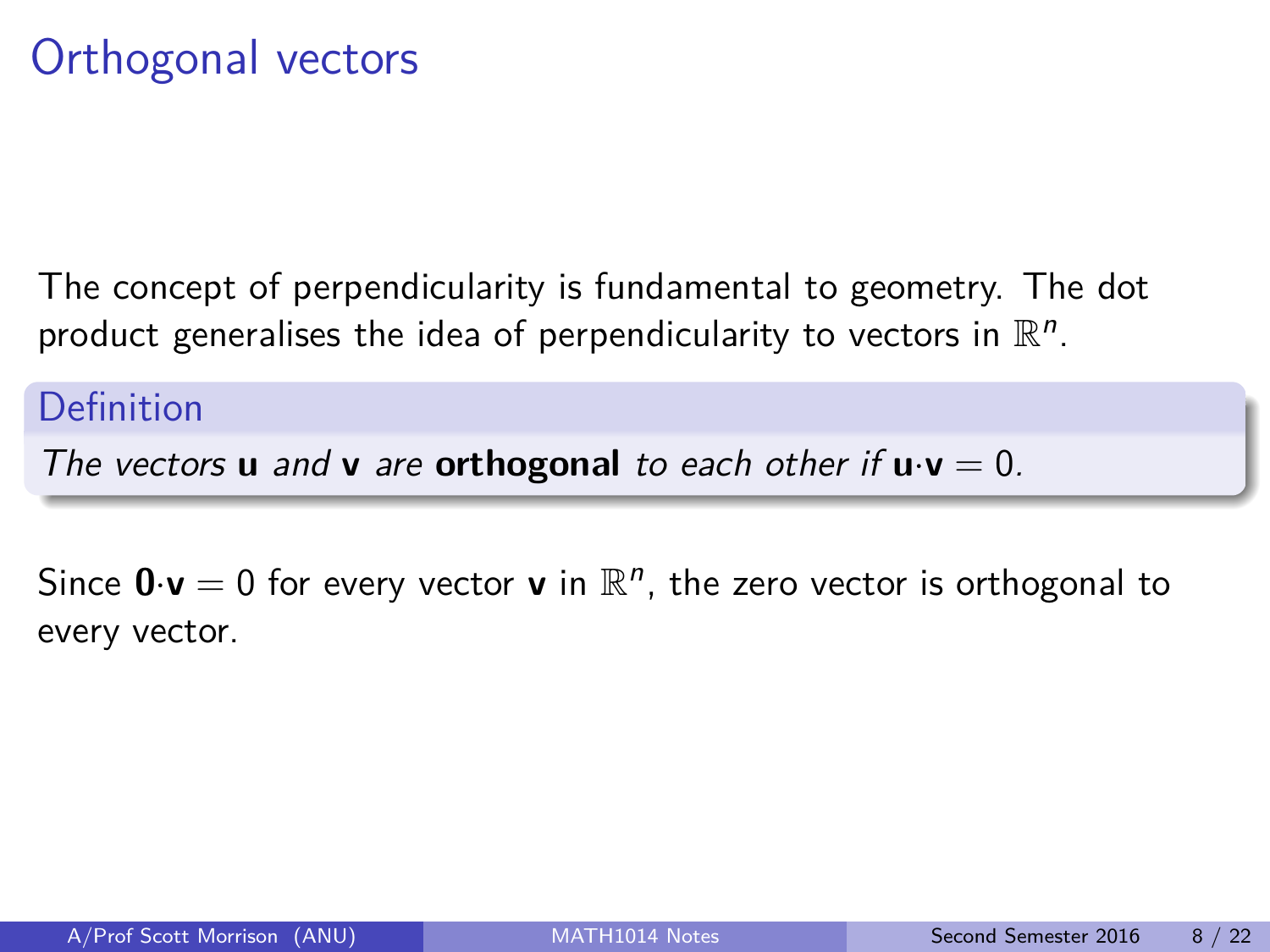# Orthogonal vectors

The concept of perpendicularity is fundamental to geometry. The dot product generalises the idea of perpendicularity to vectors in $\mathbb{R}^n$.

**Definition**

*The vectors* $\mathbf{u}$ *and* $\mathbf{v}$ *are* **orthogonal** *to each other if* $\mathbf{u}\cdot\mathbf{v} = 0$.

Since $\mathbf{0}\cdot\mathbf{v} = 0$ for every vector $\mathbf{v}$ in $\mathbb{R}^n$, the zero vector is orthogonal to every vector.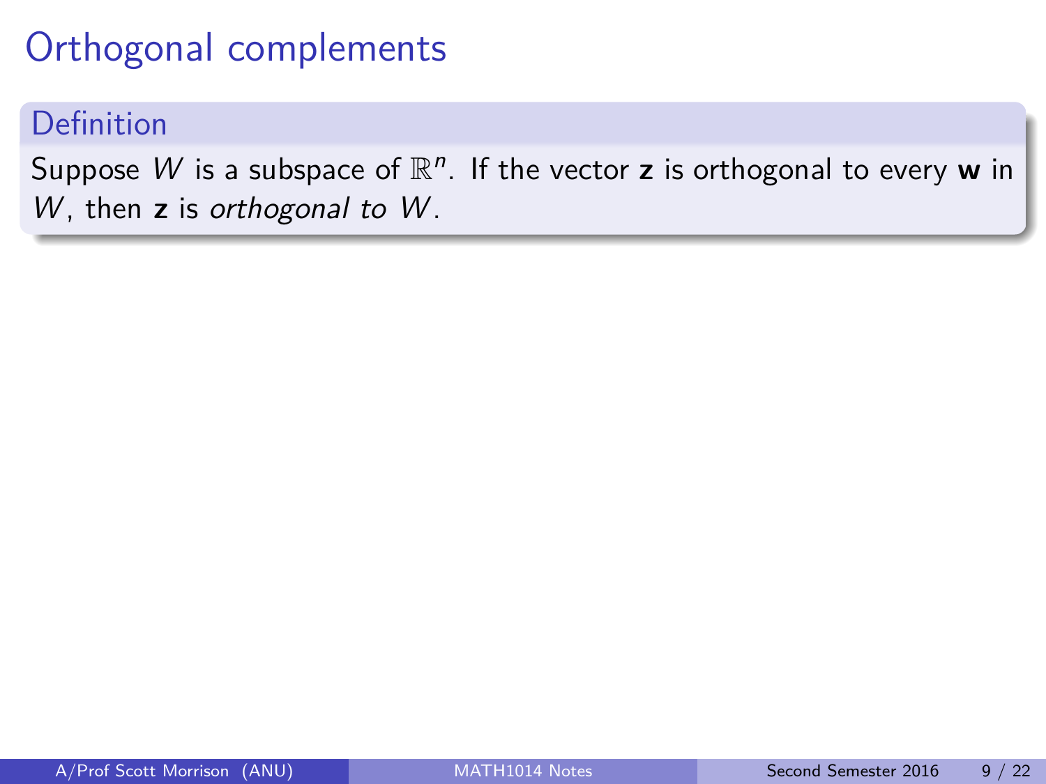# Orthogonal complements

**Definition**

Suppose $W$ is a subspace of $\mathbb{R}^n$. If the vector $\mathbf{z}$ is orthogonal to every $\mathbf{w}$ in $W$, then $\mathbf{z}$ is *orthogonal to $W$*.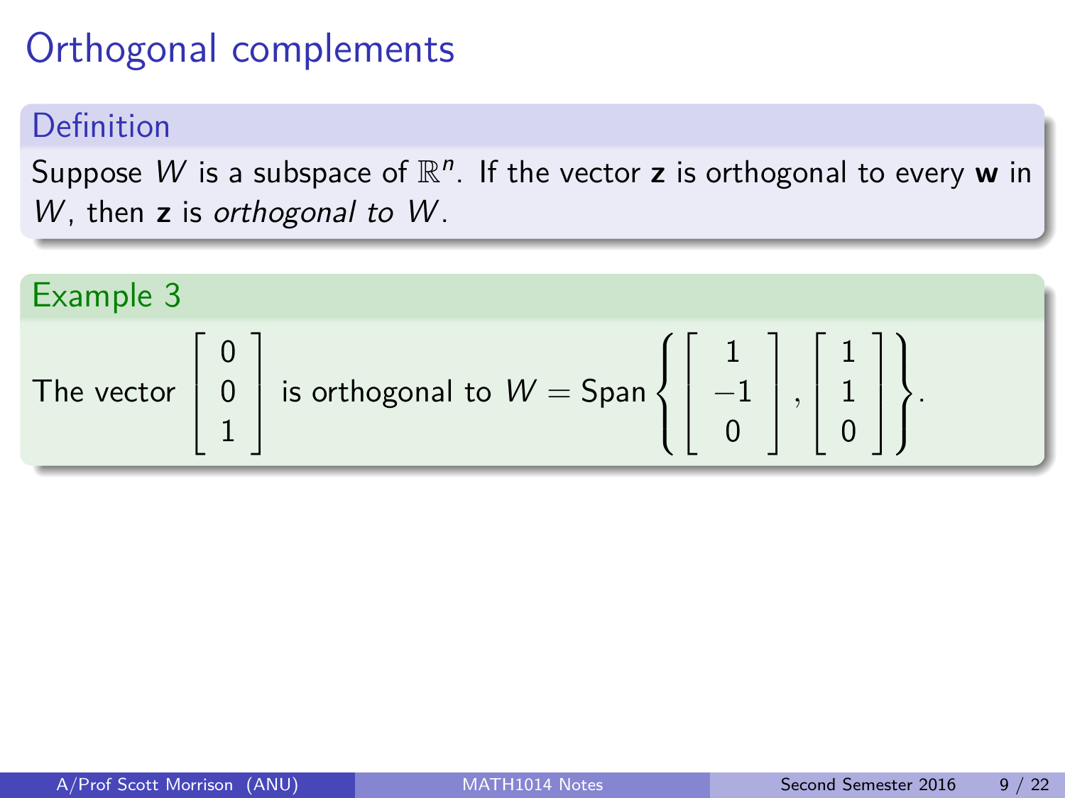# Orthogonal complements

## Definition

Suppose $W$ is a subspace of $\mathbb{R}^n$. If the vector $\mathbf{z}$ is orthogonal to every $\mathbf{w}$ in $W$, then $\mathbf{z}$ is *orthogonal to $W$*.

## Example 3

The vector $\begin{bmatrix} 0 \\ 0 \\ 1 \end{bmatrix}$ is orthogonal to $W = \text{Span}\left\{ \begin{bmatrix} 1 \\ -1 \\ 0 \end{bmatrix}, \begin{bmatrix} 1 \\ 1 \\ 0 \end{bmatrix} \right\}$.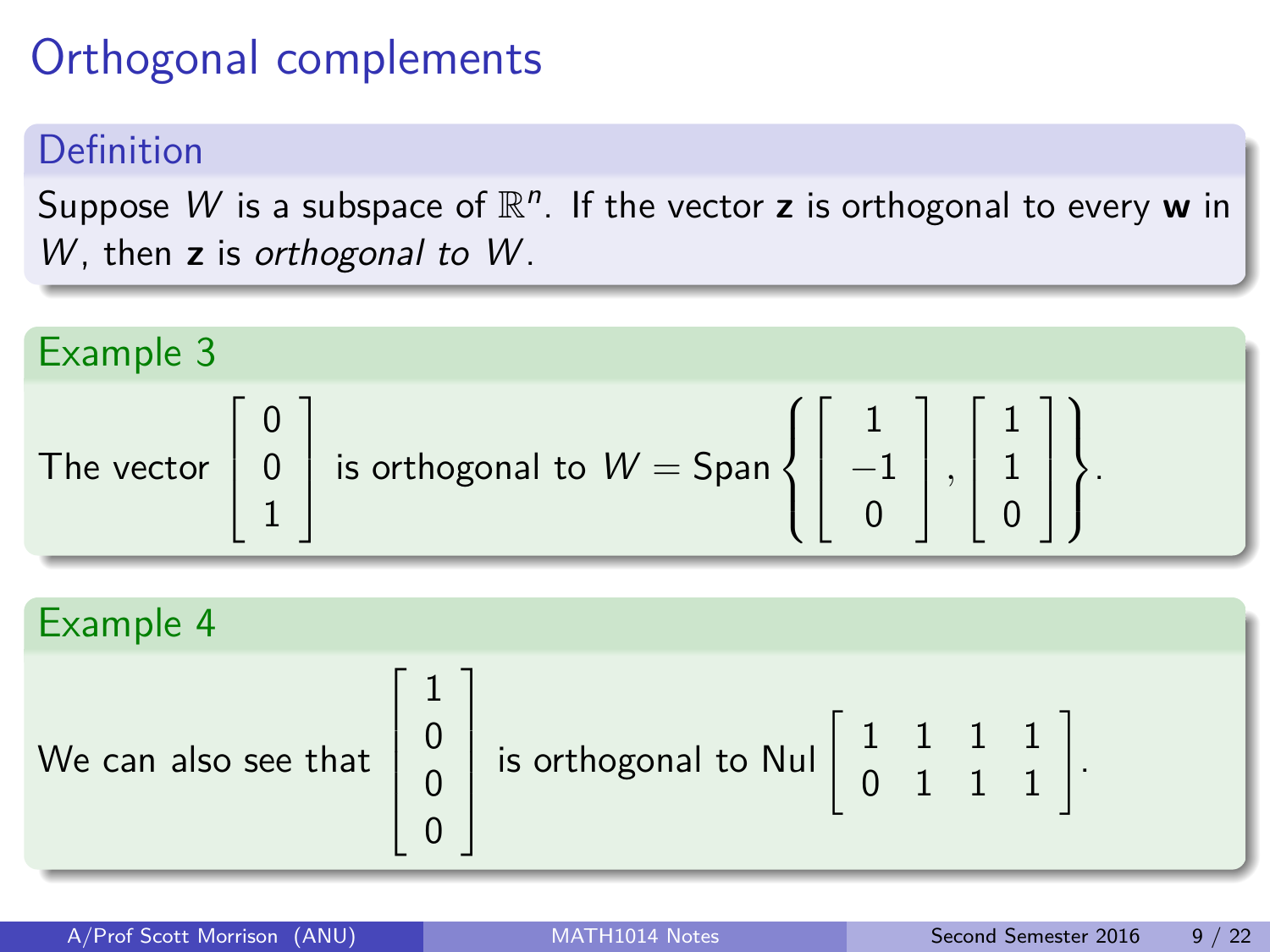# Orthogonal complements

**Definition**

Suppose $W$ is a subspace of $\mathbb{R}^n$. If the vector $\mathbf{z}$ is orthogonal to every $\mathbf{w}$ in $W$, then $\mathbf{z}$ is *orthogonal to* $W$.

**Example 3**

The vector $\begin{bmatrix} 0 \\ 0 \\ 1 \end{bmatrix}$ is orthogonal to $W = \operatorname{Span}\left\{ \begin{bmatrix} 1 \\ -1 \\ 0 \end{bmatrix}, \begin{bmatrix} 1 \\ 1 \\ 0 \end{bmatrix} \right\}$.

**Example 4**

We can also see that $\begin{bmatrix} 1 \\ 0 \\ 0 \\ 0 \end{bmatrix}$ is orthogonal to $\operatorname{Nul} \begin{bmatrix} 1 & 1 & 1 & 1 \\ 0 & 1 & 1 & 1 \end{bmatrix}$.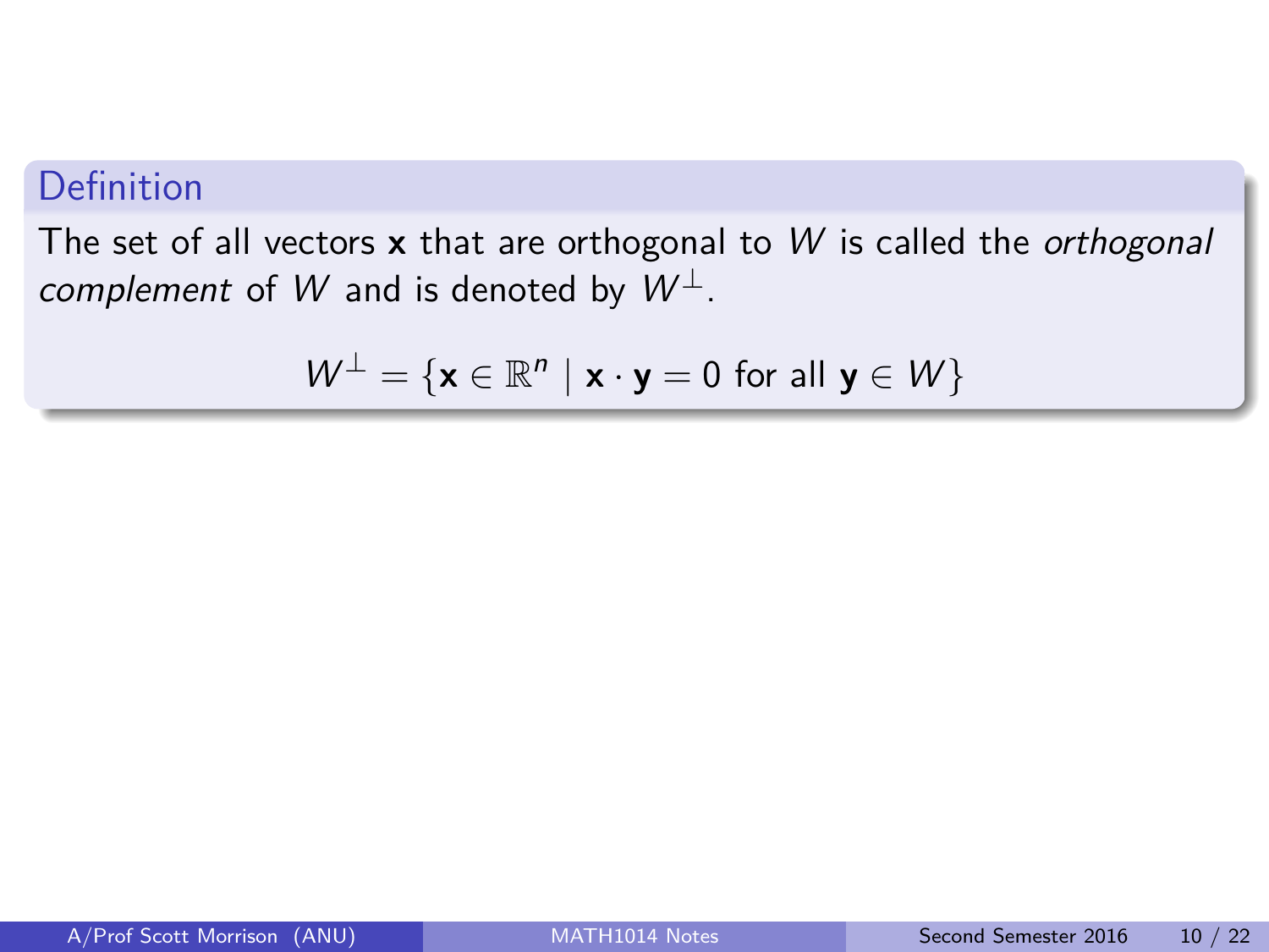**Definition**

The set of all vectors $\mathbf{x}$ that are orthogonal to $W$ is called the *orthogonal complement* of $W$ and is denoted by $W^{\perp}$.

$$W^{\perp} = \{\mathbf{x} \in \mathbb{R}^n \mid \mathbf{x} \cdot \mathbf{y} = 0 \text{ for all } \mathbf{y} \in W\}$$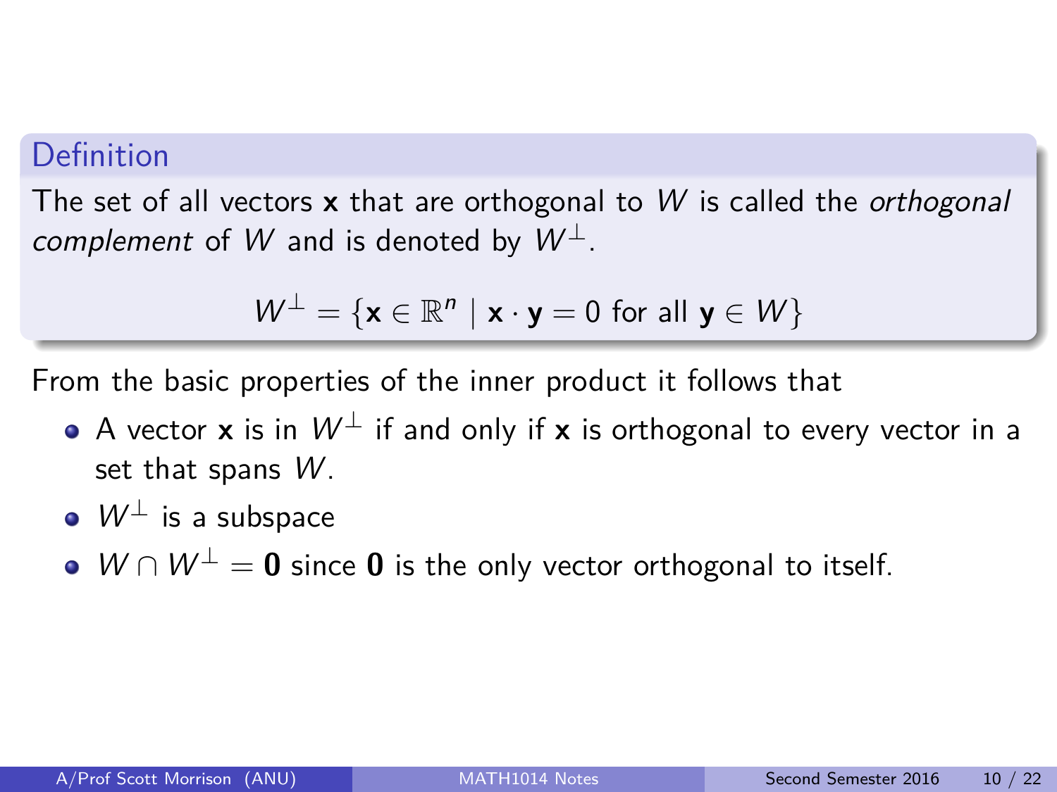**Definition**

The set of all vectors $\mathbf{x}$ that are orthogonal to $W$ is called the *orthogonal complement* of $W$ and is denoted by $W^\perp$.

$$W^\perp = \{\mathbf{x} \in \mathbb{R}^n \mid \mathbf{x} \cdot \mathbf{y} = 0 \text{ for all } \mathbf{y} \in W\}$$

From the basic properties of the inner product it follows that

- A vector $\mathbf{x}$ is in $W^\perp$ if and only if $\mathbf{x}$ is orthogonal to every vector in a set that spans $W$.
- $W^\perp$ is a subspace
- $W \cap W^\perp = \mathbf{0}$ since $\mathbf{0}$ is the only vector orthogonal to itself.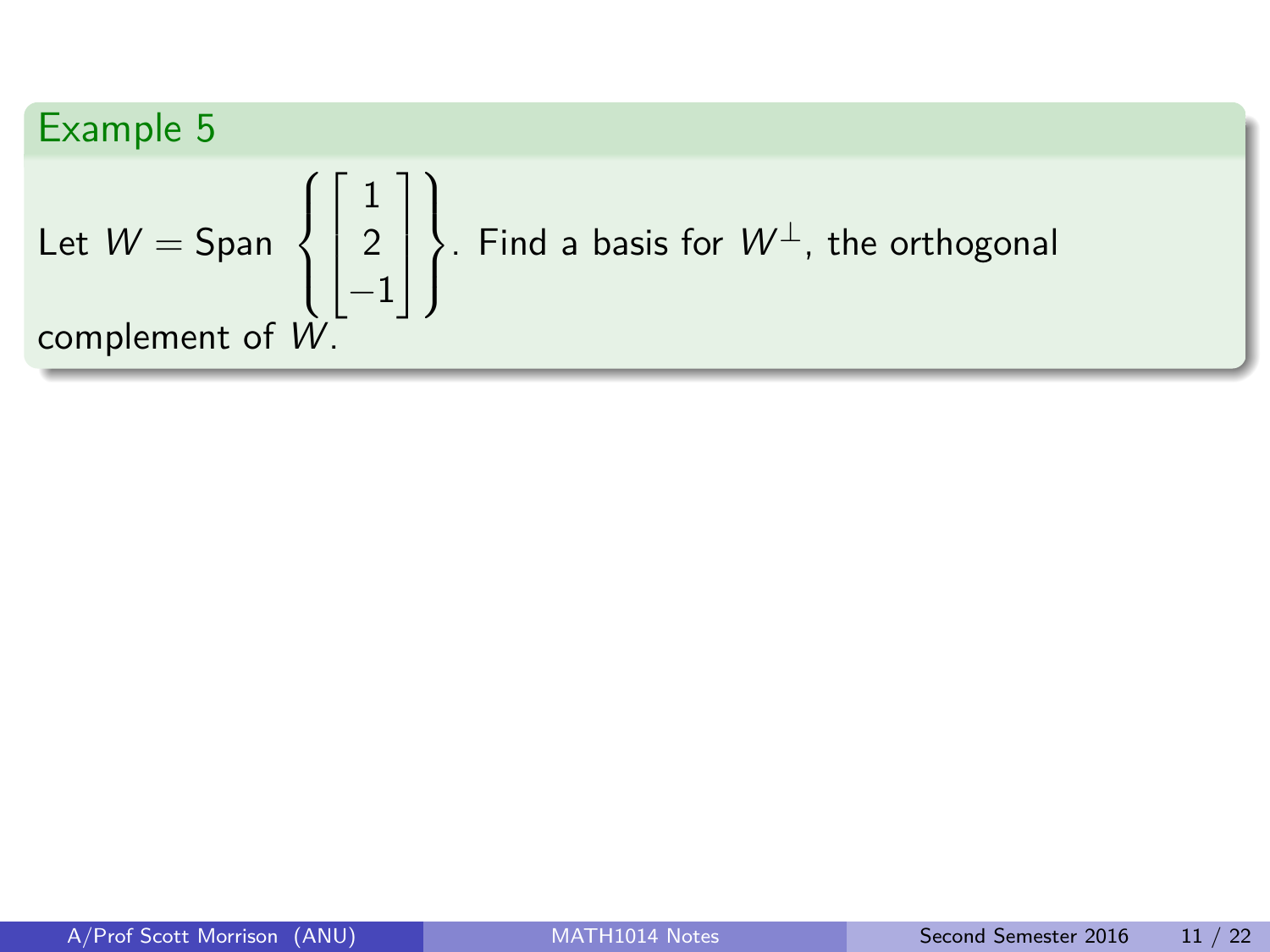## Example 5

Let $W = \text{Span}\left\{\begin{bmatrix} 1 \\ 2 \\ -1 \end{bmatrix}\right\}$. Find a basis for $W^{\perp}$, the orthogonal complement of $W$.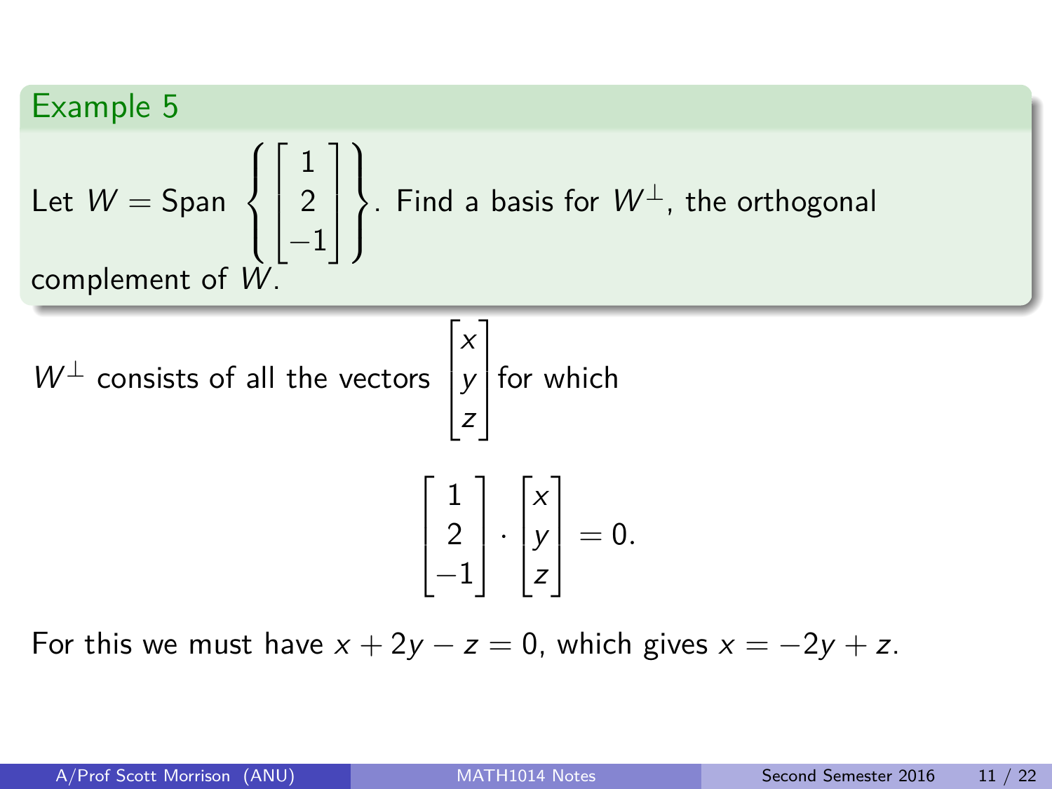## Example 5

Let $W = \text{Span}\left\{\begin{bmatrix} 1 \\ 2 \\ -1 \end{bmatrix}\right\}$. Find a basis for $W^\perp$, the orthogonal complement of $W$.

$W^\perp$ consists of all the vectors $\begin{bmatrix} x \\ y \\ z \end{bmatrix}$ for which

$$\begin{bmatrix} 1 \\ 2 \\ -1 \end{bmatrix} \cdot \begin{bmatrix} x \\ y \\ z \end{bmatrix} = 0.$$

For this we must have $x + 2y - z = 0$, which gives $x = -2y + z$.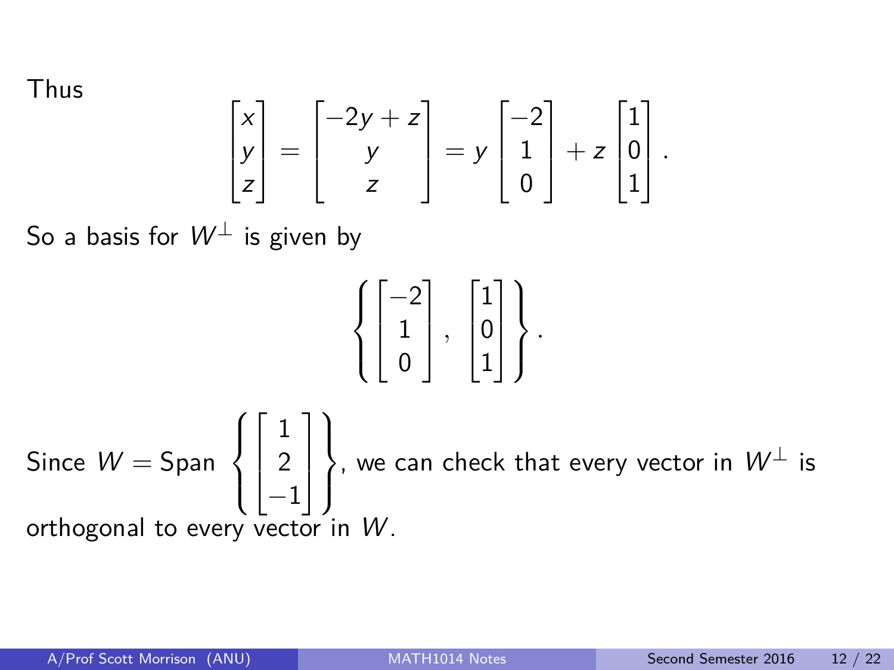Thus

$$\begin{bmatrix} x \\ y \\ z \end{bmatrix} = \begin{bmatrix} -2y + z \\ y \\ z \end{bmatrix} = y \begin{bmatrix} -2 \\ 1 \\ 0 \end{bmatrix} + z \begin{bmatrix} 1 \\ 0 \\ 1 \end{bmatrix}.$$

So a basis for $W^{\perp}$ is given by

$$\left\{ \begin{bmatrix} -2 \\ 1 \\ 0 \end{bmatrix}, \begin{bmatrix} 1 \\ 0 \\ 1 \end{bmatrix} \right\}.$$

Since $W = \text{Span} \left\{ \begin{bmatrix} 1 \\ 2 \\ -1 \end{bmatrix} \right\}$, we can check that every vector in $W^{\perp}$ is orthogonal to every vector in $W$.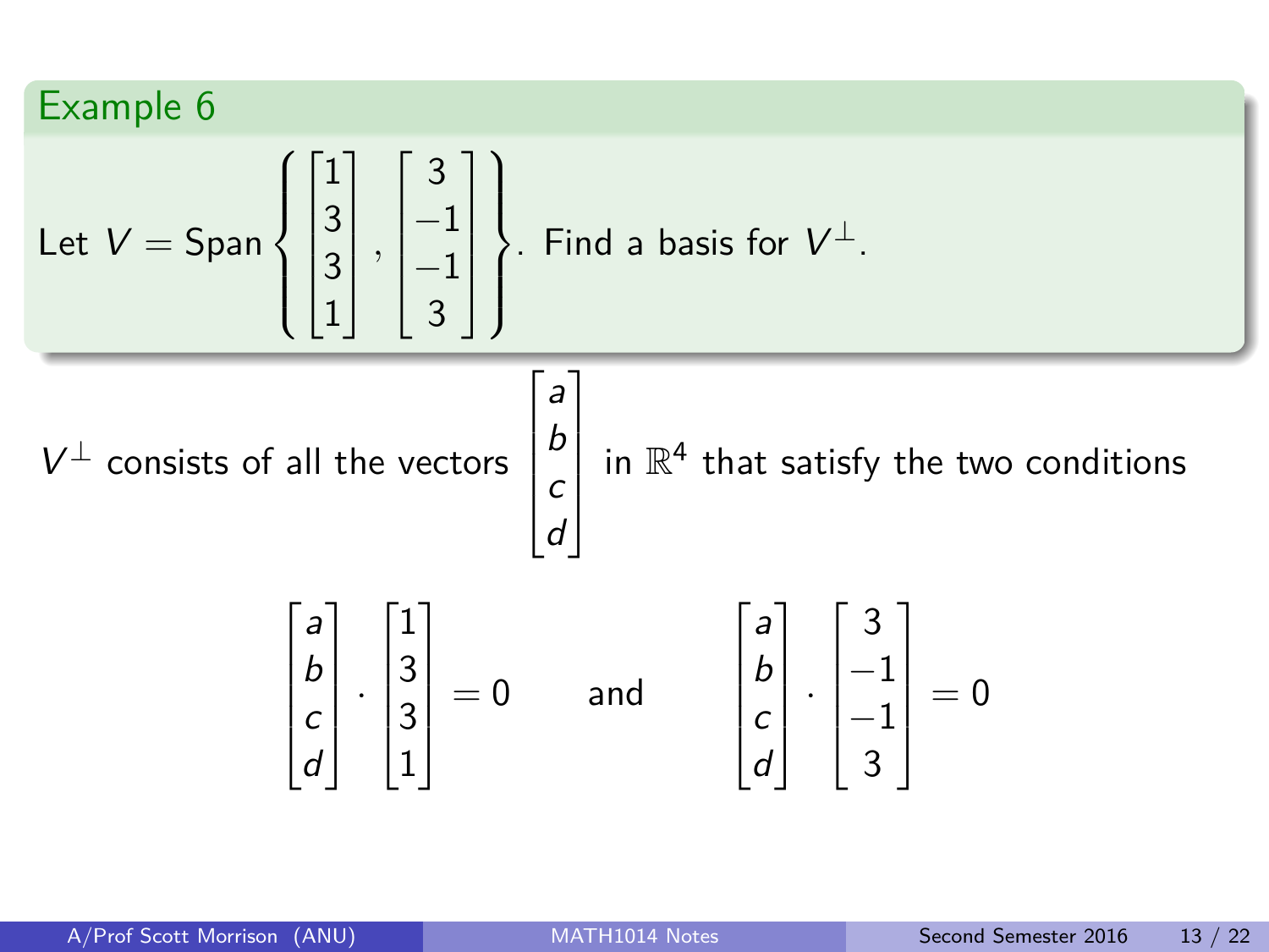## Example 6

Let $V = \text{Span}\left\{ \begin{bmatrix} 1 \\ 3 \\ 3 \\ 1 \end{bmatrix}, \begin{bmatrix} 3 \\ -1 \\ -1 \\ 3 \end{bmatrix} \right\}$. Find a basis for $V^\perp$.

$V^\perp$ consists of all the vectors $\begin{bmatrix} a \\ b \\ c \\ d \end{bmatrix}$ in $\mathbb{R}^4$ that satisfy the two conditions

$$\begin{bmatrix} a \\ b \\ c \\ d \end{bmatrix} \cdot \begin{bmatrix} 1 \\ 3 \\ 3 \\ 1 \end{bmatrix} = 0 \qquad \text{and} \qquad \begin{bmatrix} a \\ b \\ c \\ d \end{bmatrix} \cdot \begin{bmatrix} 3 \\ -1 \\ -1 \\ 3 \end{bmatrix} = 0$$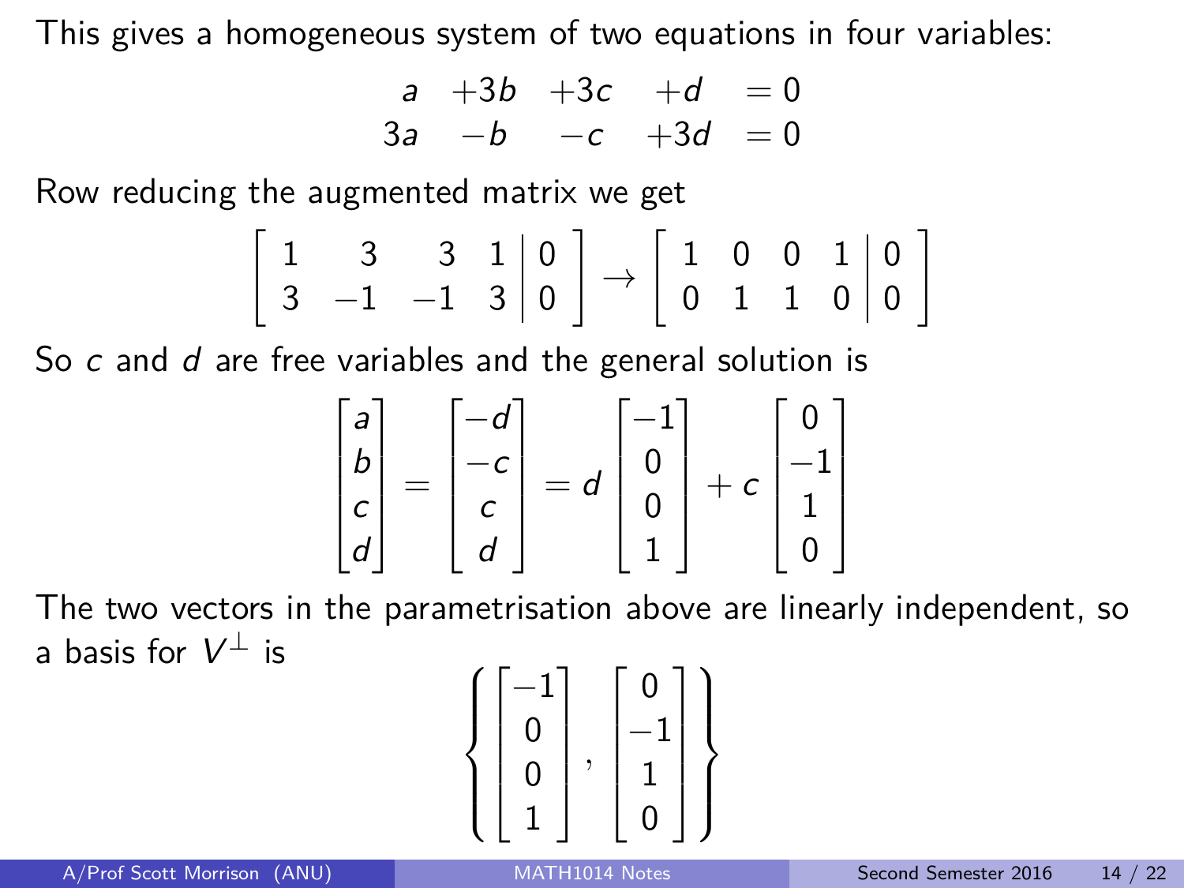This gives a homogeneous system of two equations in four variables:

$$\begin{array}{rrrrl} a & +3b & +3c & +d & = 0 \\ 3a & -b & -c & +3d & = 0 \end{array}$$

Row reducing the augmented matrix we get

$$\left[\begin{array}{rrrr|r} 1 & 3 & 3 & 1 & 0 \\ 3 & -1 & -1 & 3 & 0 \end{array}\right] \to \left[\begin{array}{rrrr|r} 1 & 0 & 0 & 1 & 0 \\ 0 & 1 & 1 & 0 & 0 \end{array}\right]$$

So $c$ and $d$ are free variables and the general solution is

$$\begin{bmatrix} a \\ b \\ c \\ d \end{bmatrix} = \begin{bmatrix} -d \\ -c \\ c \\ d \end{bmatrix} = d \begin{bmatrix} -1 \\ 0 \\ 0 \\ 1 \end{bmatrix} + c \begin{bmatrix} 0 \\ -1 \\ 1 \\ 0 \end{bmatrix}$$

The two vectors in the parametrisation above are linearly independent, so a basis for $V^\perp$ is

$$\left\{ \begin{bmatrix} -1 \\ 0 \\ 0 \\ 1 \end{bmatrix}, \begin{bmatrix} 0 \\ -1 \\ 1 \\ 0 \end{bmatrix} \right\}$$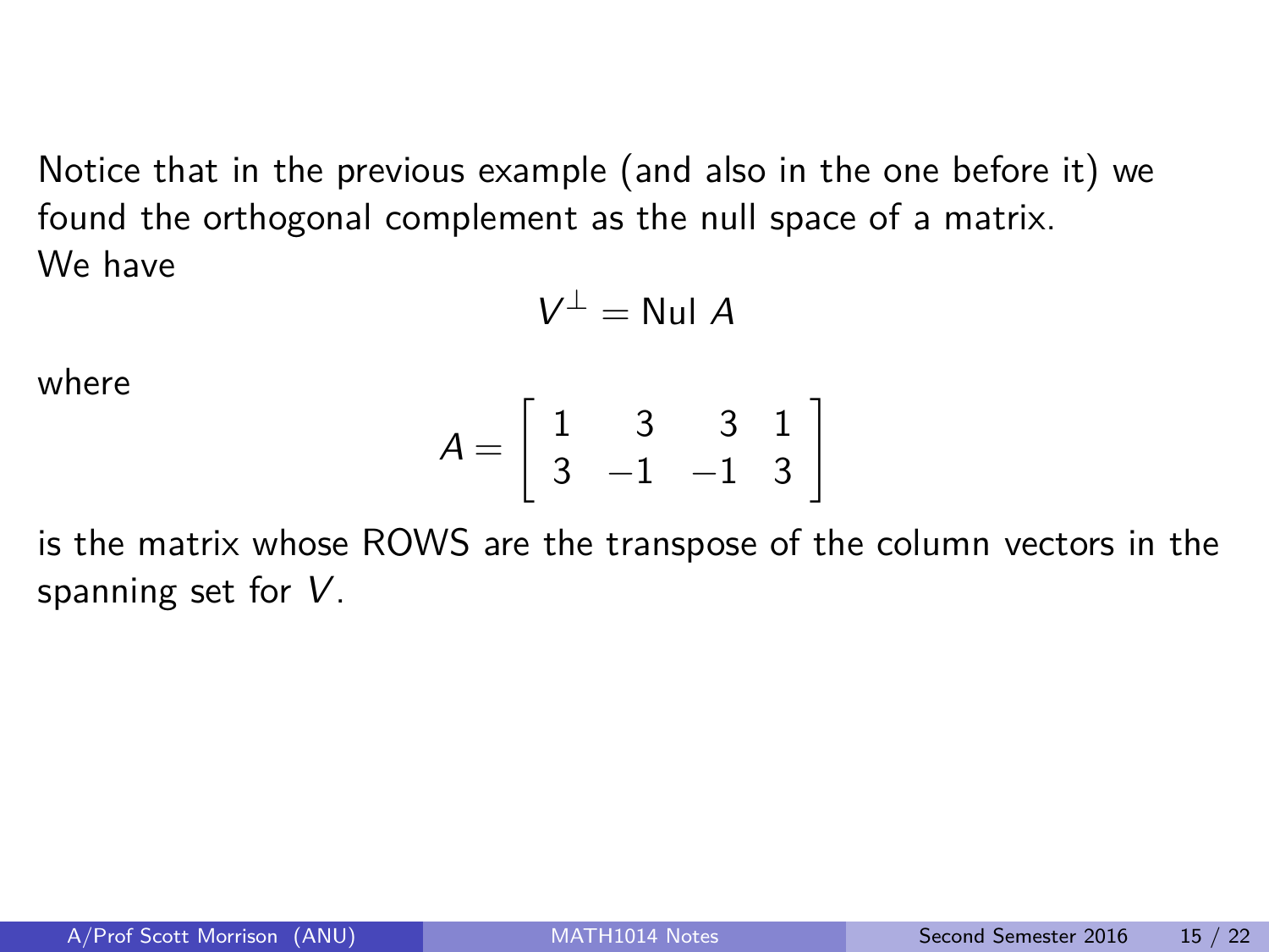Notice that in the previous example (and also in the one before it) we found the orthogonal complement as the null space of a matrix.
We have

$$V^{\perp} = \text{Nul } A$$

where

$$A = \begin{bmatrix} 1 & 3 & 3 & 1 \\ 3 & -1 & -1 & 3 \end{bmatrix}$$

is the matrix whose ROWS are the transpose of the column vectors in the spanning set for $V$.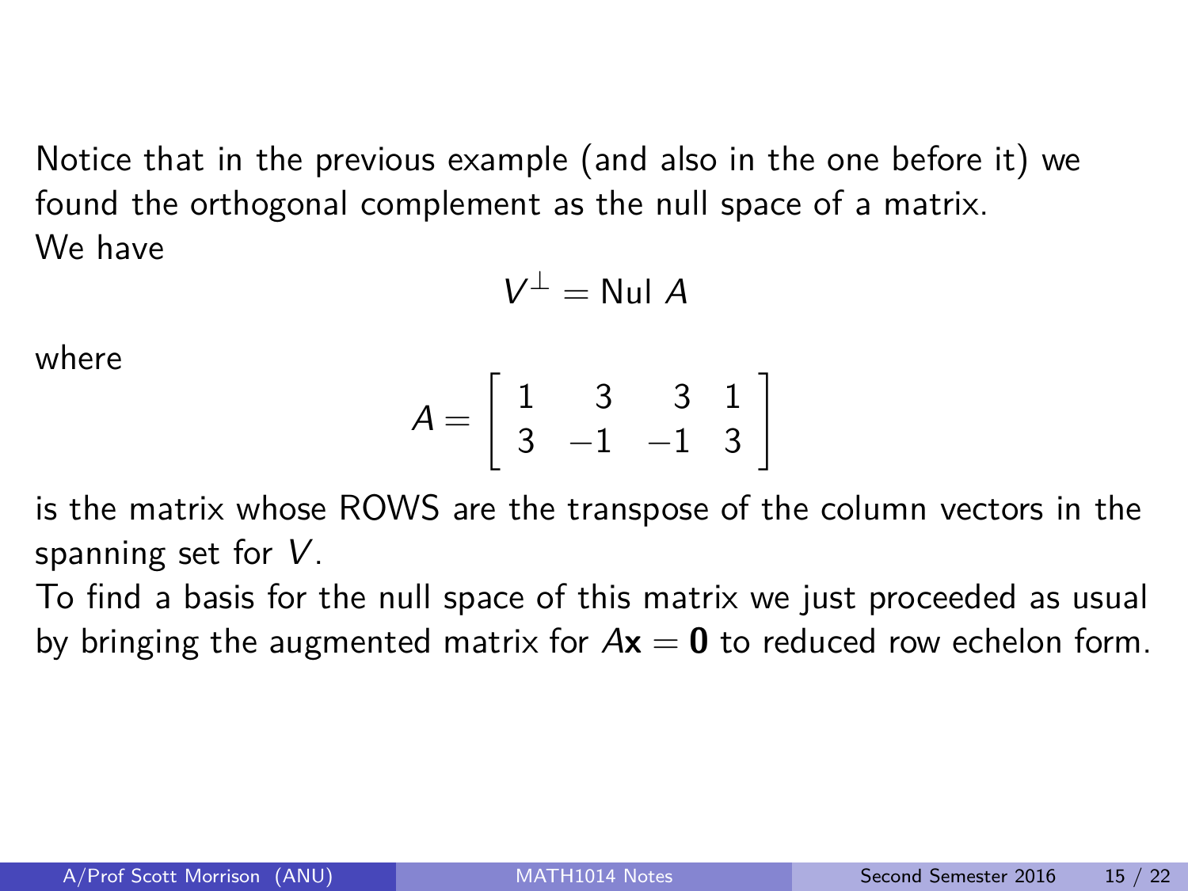Notice that in the previous example (and also in the one before it) we found the orthogonal complement as the null space of a matrix.
We have

$$V^{\perp} = \text{Nul } A$$

where

$$A = \begin{bmatrix} 1 & 3 & 3 & 1 \\ 3 & -1 & -1 & 3 \end{bmatrix}$$

is the matrix whose ROWS are the transpose of the column vectors in the spanning set for $V$.
To find a basis for the null space of this matrix we just proceeded as usual by bringing the augmented matrix for $A\mathbf{x} = \mathbf{0}$ to reduced row echelon form.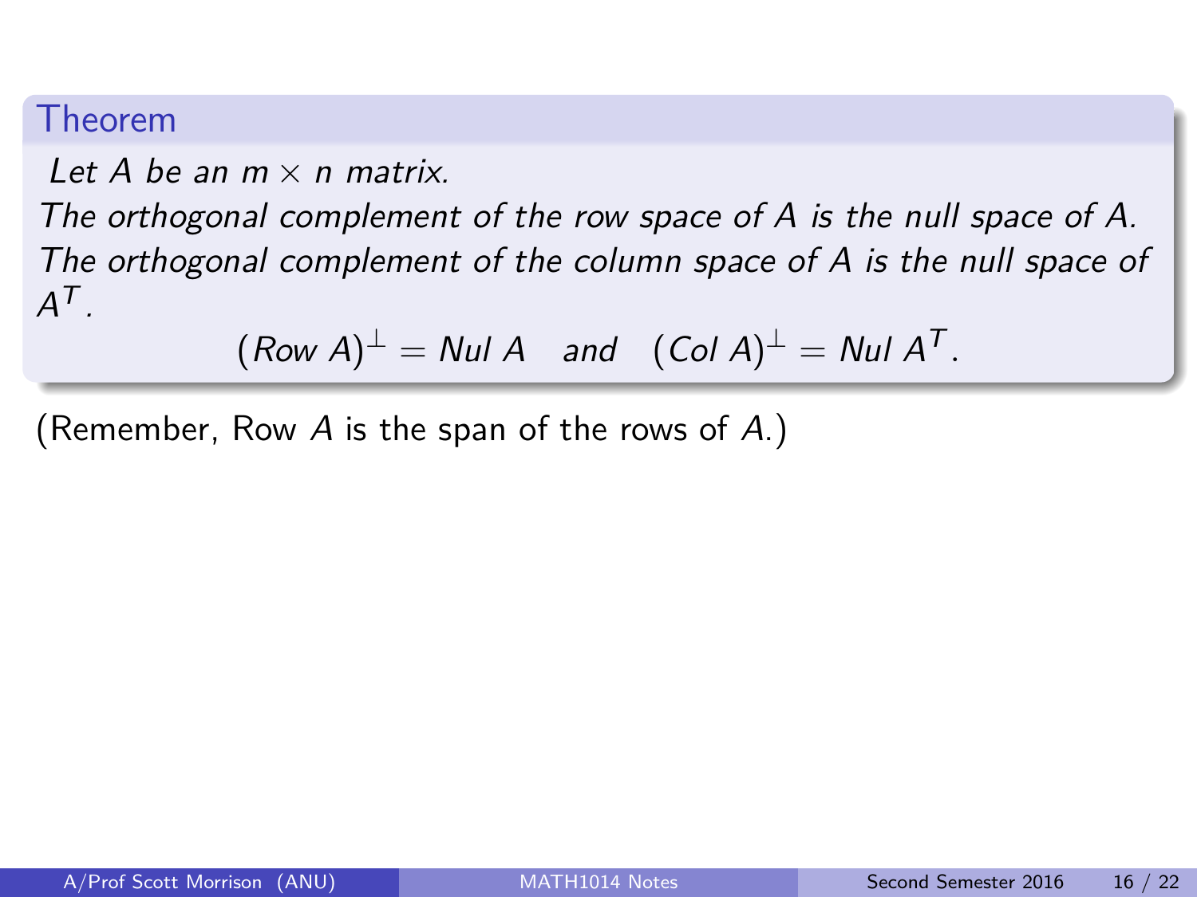**Theorem**

*Let $A$ be an $m \times n$ matrix.*
*The orthogonal complement of the row space of $A$ is the null space of $A$.*
*The orthogonal complement of the column space of $A$ is the null space of $A^T$.*

$$(Row\ A)^{\perp} = Nul\ A \quad and \quad (Col\ A)^{\perp} = Nul\ A^T.$$

(Remember, Row $A$ is the span of the rows of $A$.)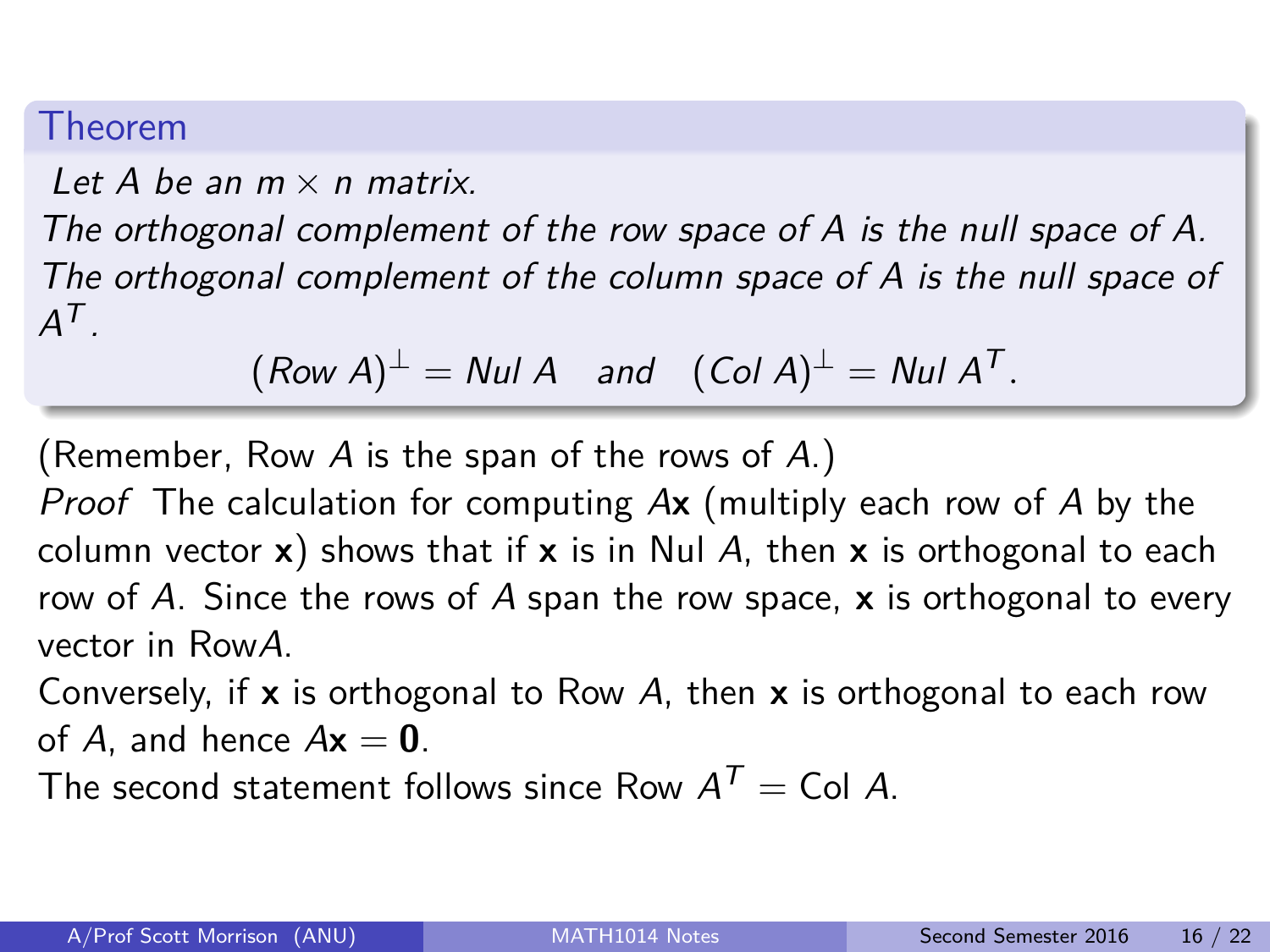**Theorem**

*Let $A$ be an $m \times n$ matrix.*
*The orthogonal complement of the row space of $A$ is the null space of $A$.*
*The orthogonal complement of the column space of $A$ is the null space of $A^T$.*

$$(Row\ A)^{\perp} = Nul\ A \quad and \quad (Col\ A)^{\perp} = Nul\ A^T.$$

(Remember, Row $A$ is the span of the rows of $A$.)

*Proof* The calculation for computing $A\mathbf{x}$ (multiply each row of $A$ by the column vector $\mathbf{x}$) shows that if $\mathbf{x}$ is in Nul $A$, then $\mathbf{x}$ is orthogonal to each row of $A$. Since the rows of $A$ span the row space, $\mathbf{x}$ is orthogonal to every vector in Row$A$.

Conversely, if $\mathbf{x}$ is orthogonal to Row $A$, then $\mathbf{x}$ is orthogonal to each row of $A$, and hence $A\mathbf{x} = \mathbf{0}$.

The second statement follows since Row $A^T$ = Col $A$.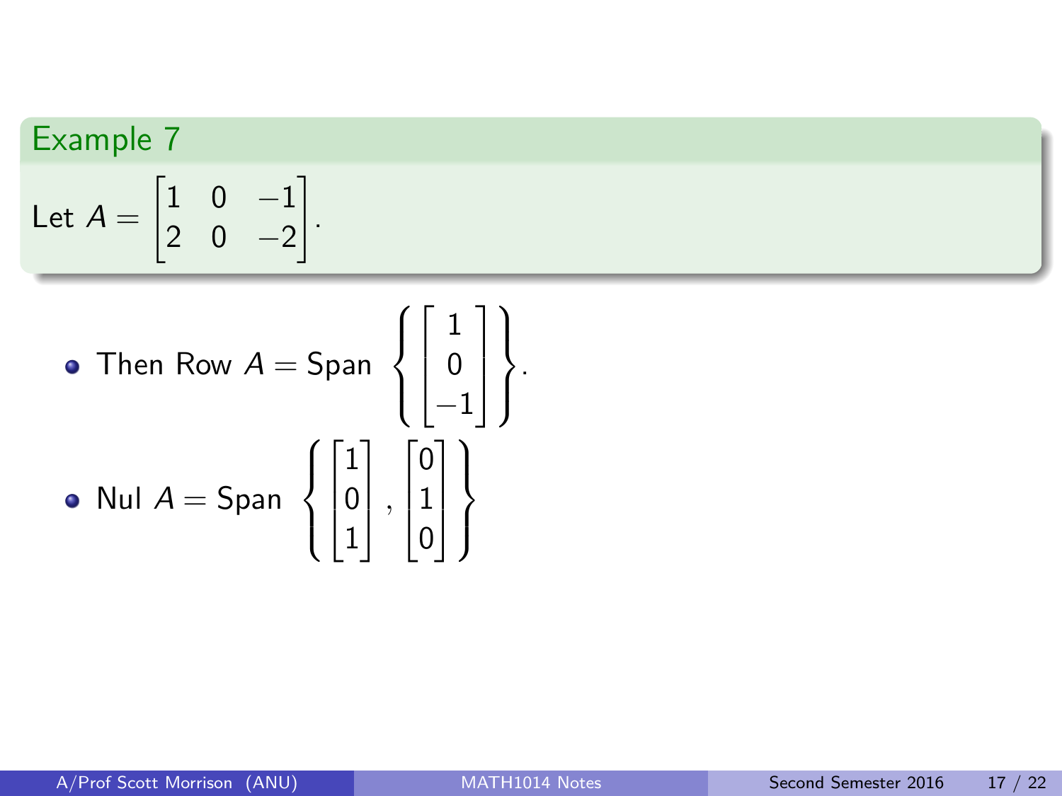## Example 7

Let $A = \begin{bmatrix} 1 & 0 & -1 \\ 2 & 0 & -2 \end{bmatrix}$.

- Then Row $A = \text{Span} \left\{ \begin{bmatrix} 1 \\ 0 \\ -1 \end{bmatrix} \right\}$.
- Nul $A = \text{Span} \left\{ \begin{bmatrix} 1 \\ 0 \\ 1 \end{bmatrix}, \begin{bmatrix} 0 \\ 1 \\ 0 \end{bmatrix} \right\}$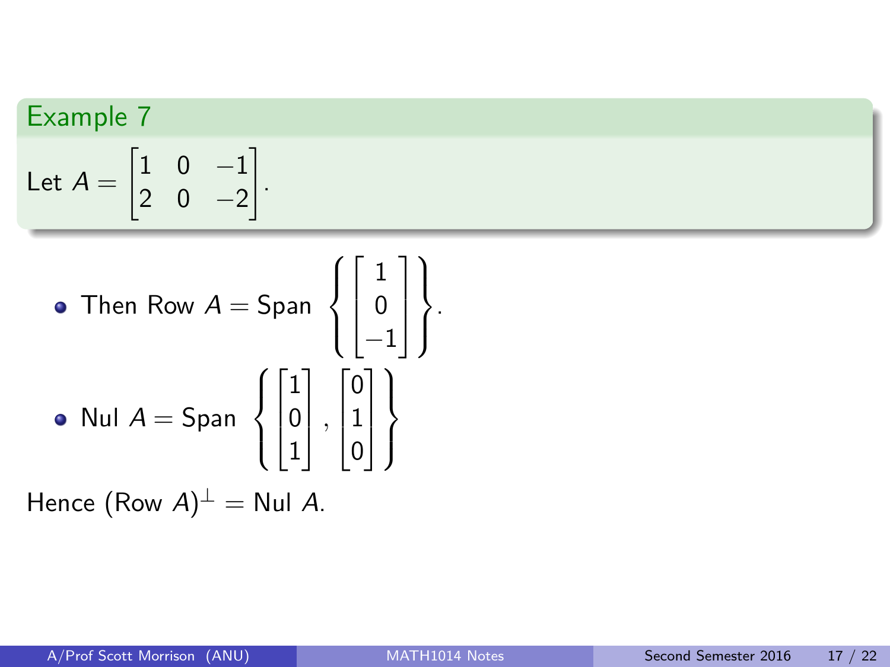### Example 7

Let $A = \begin{bmatrix} 1 & 0 & -1 \\ 2 & 0 & -2 \end{bmatrix}$.

- Then Row $A = $ Span $\left\{ \begin{bmatrix} 1 \\ 0 \\ -1 \end{bmatrix} \right\}$.
- Nul $A = $ Span $\left\{ \begin{bmatrix} 1 \\ 0 \\ 1 \end{bmatrix}, \begin{bmatrix} 0 \\ 1 \\ 0 \end{bmatrix} \right\}$

Hence (Row $A)^{\perp} = $ Nul $A$.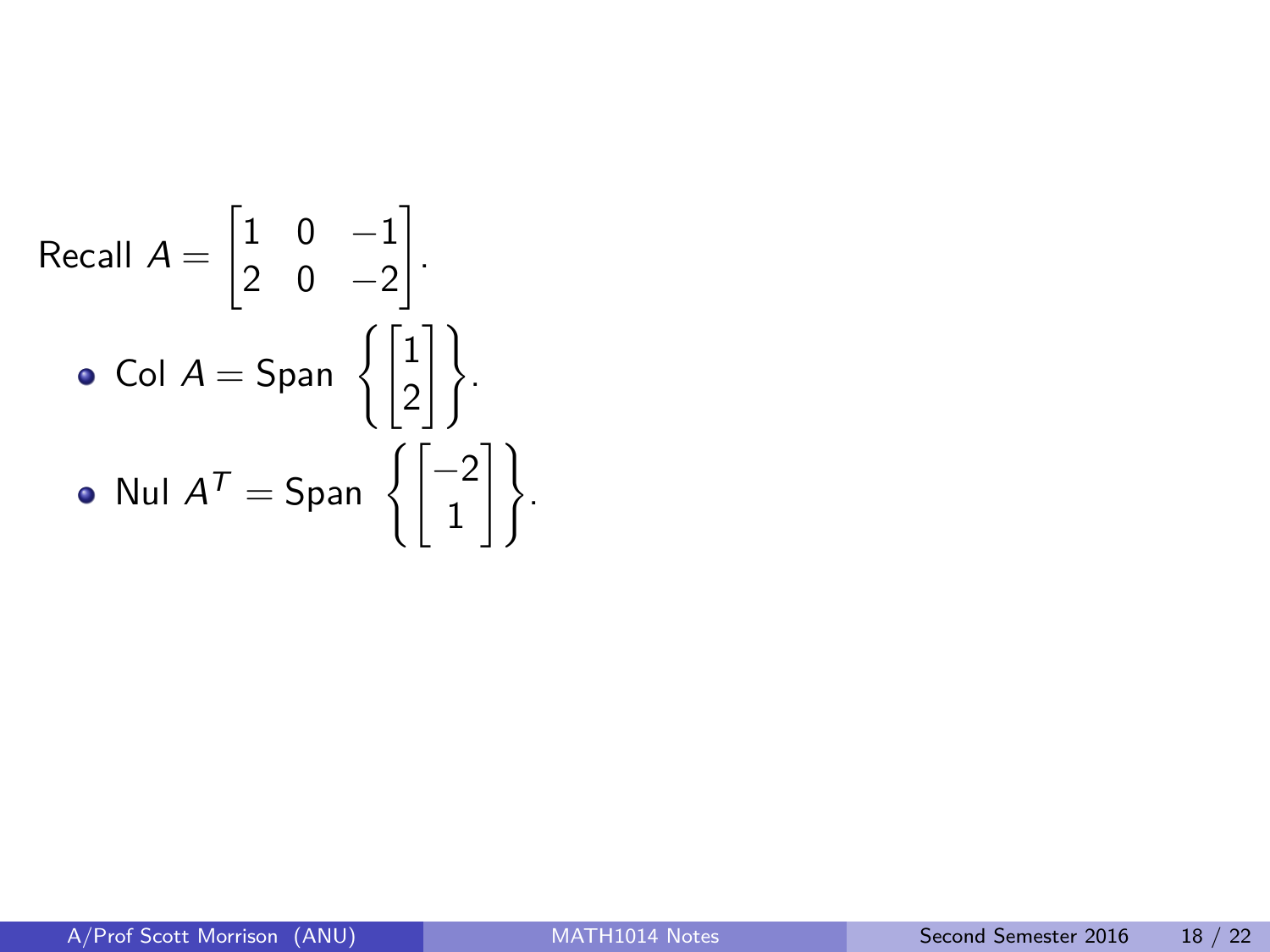Recall $A = \begin{bmatrix} 1 & 0 & -1 \\ 2 & 0 & -2 \end{bmatrix}$.

- Col $A = \text{Span}\left\{ \begin{bmatrix} 1 \\ 2 \end{bmatrix} \right\}$.
- Nul $A^T = \text{Span}\left\{ \begin{bmatrix} -2 \\ 1 \end{bmatrix} \right\}$.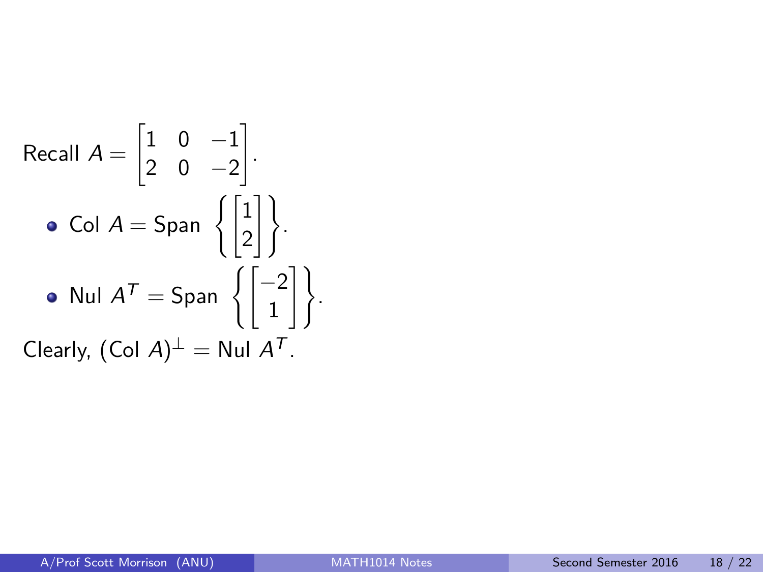Recall $A = \begin{bmatrix} 1 & 0 & -1 \\ 2 & 0 & -2 \end{bmatrix}$.

- Col $A = \text{Span } \left\{ \begin{bmatrix} 1 \\ 2 \end{bmatrix} \right\}$.
- Nul $A^T = \text{Span } \left\{ \begin{bmatrix} -2 \\ 1 \end{bmatrix} \right\}$.

Clearly, $(\text{Col } A)^\perp = \text{Nul } A^T$.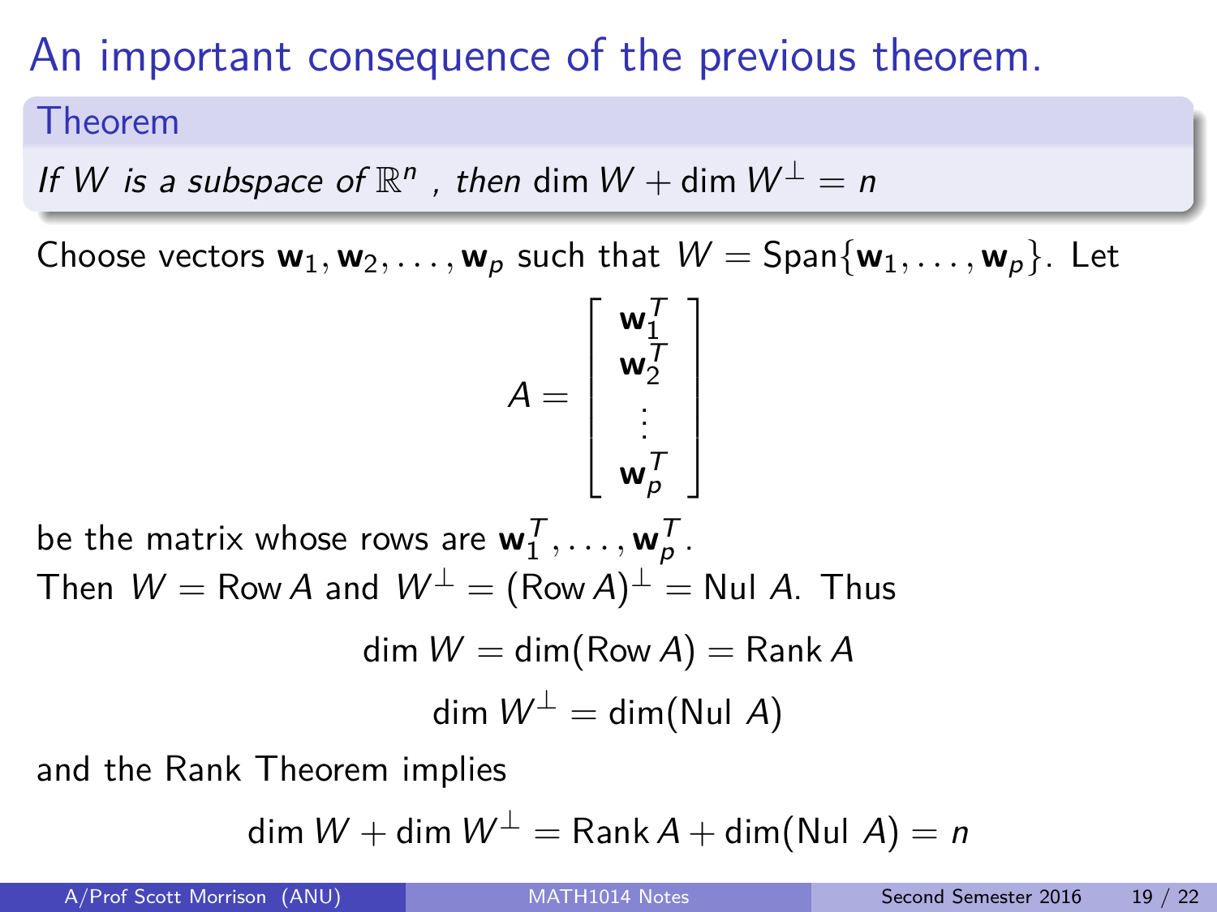# An important consequence of the previous theorem.

**Theorem**

*If $W$ is a subspace of $\mathbb{R}^n$, then* $\dim W + \dim W^\perp = n$

Choose vectors $\mathbf{w}_1, \mathbf{w}_2, \ldots, \mathbf{w}_p$ such that $W = \text{Span}\{\mathbf{w}_1, \ldots, \mathbf{w}_p\}$. Let

$$A = \begin{bmatrix} \mathbf{w}_1^T \\ \mathbf{w}_2^T \\ \vdots \\ \mathbf{w}_p^T \end{bmatrix}$$

be the matrix whose rows are $\mathbf{w}_1^T, \ldots, \mathbf{w}_p^T$.

Then $W = \text{Row}\, A$ and $W^\perp = (\text{Row}\, A)^\perp = \text{Nul}\ A$. Thus

$$\dim W = \dim(\text{Row}\, A) = \text{Rank}\, A$$

$$\dim W^\perp = \dim(\text{Nul}\ A)$$

and the Rank Theorem implies

$$\dim W + \dim W^\perp = \text{Rank}\, A + \dim(\text{Nul}\ A) = n$$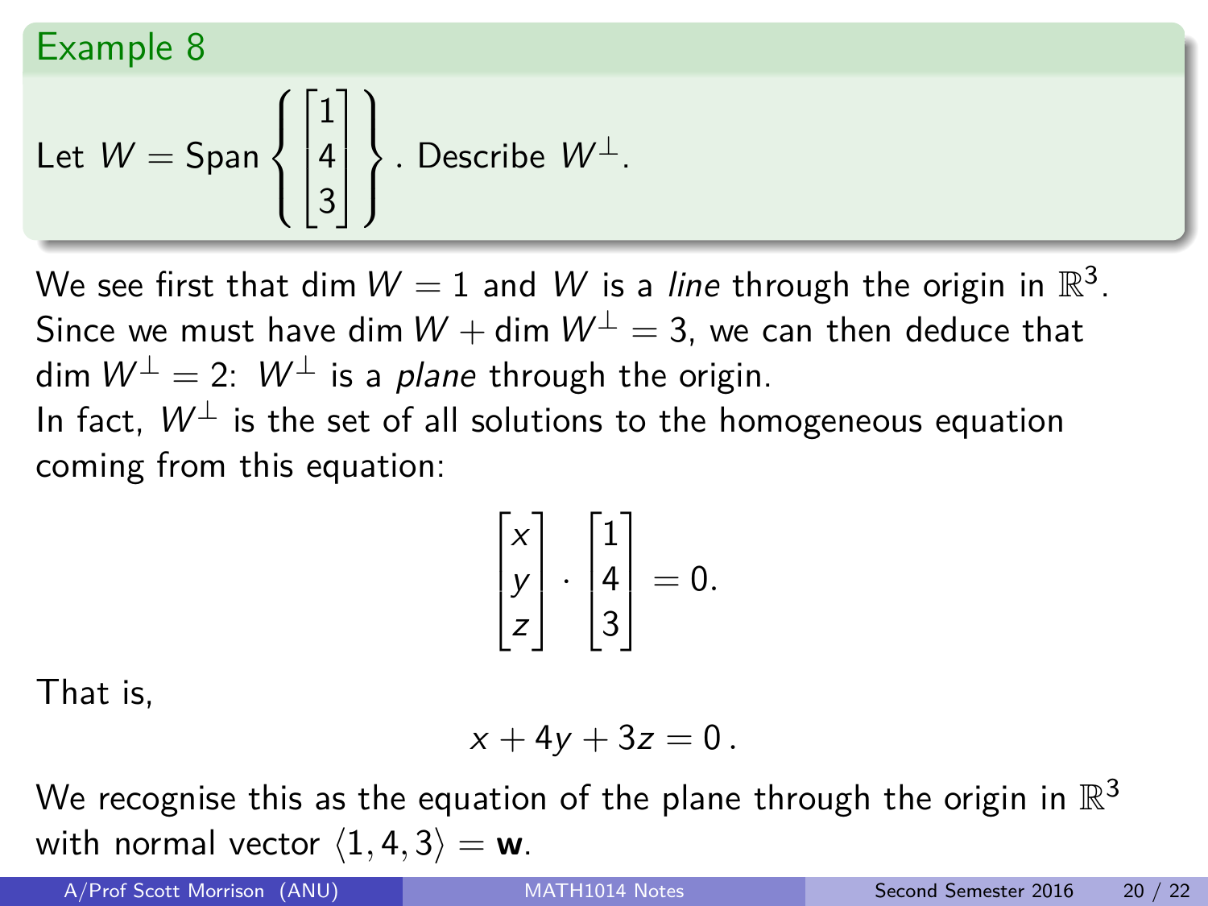### Example 8

Let $W = \text{Span}\left\{ \begin{bmatrix} 1 \\ 4 \\ 3 \end{bmatrix} \right\}$. Describe $W^\perp$.

We see first that $\dim W = 1$ and $W$ is a *line* through the origin in $\mathbb{R}^3$. Since we must have $\dim W + \dim W^\perp = 3$, we can then deduce that $\dim W^\perp = 2$: $W^\perp$ is a *plane* through the origin.

In fact, $W^\perp$ is the set of all solutions to the homogeneous equation coming from this equation:

$$\begin{bmatrix} x \\ y \\ z \end{bmatrix} \cdot \begin{bmatrix} 1 \\ 4 \\ 3 \end{bmatrix} = 0.$$

That is,

$$x + 4y + 3z = 0\,.$$

We recognise this as the equation of the plane through the origin in $\mathbb{R}^3$ with normal vector $\langle 1, 4, 3 \rangle = \mathbf{w}$.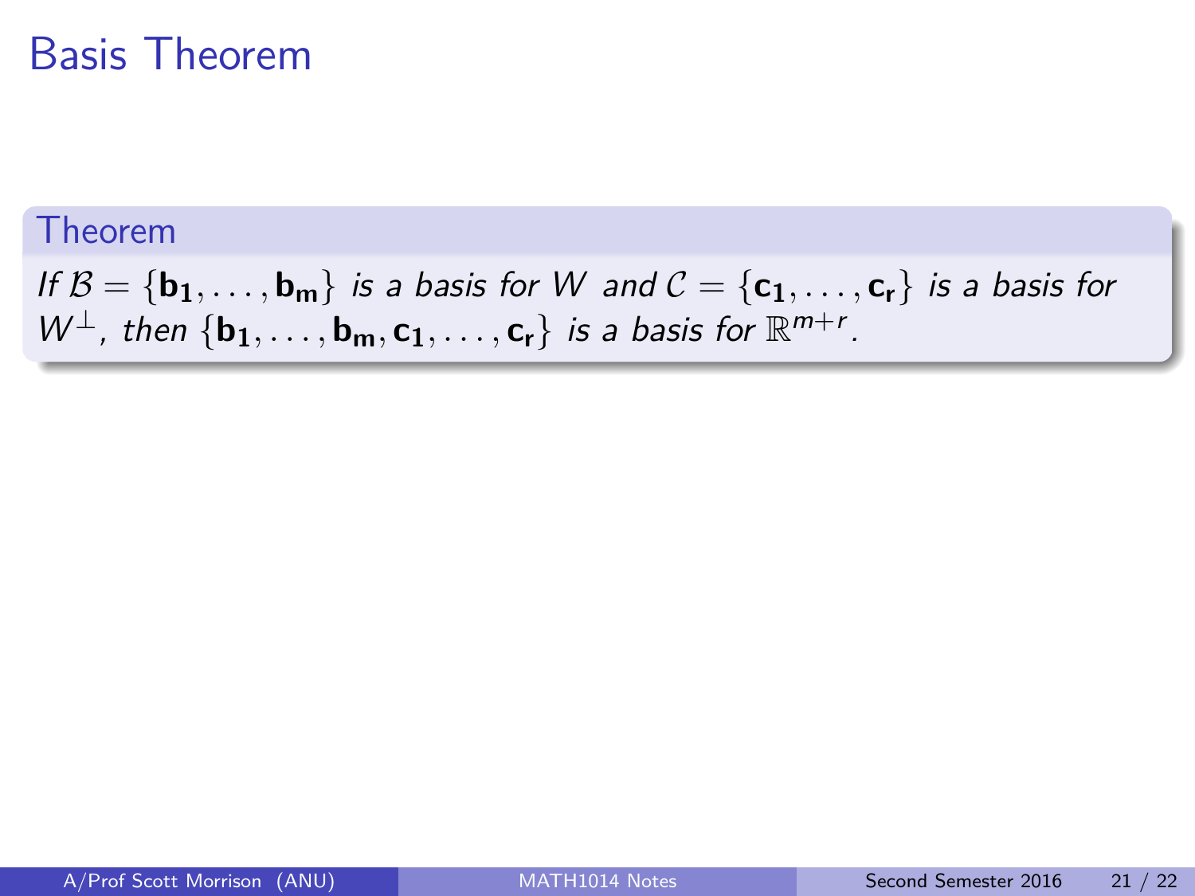# Basis Theorem

**Theorem**

*If* $\mathcal{B} = \{\mathbf{b_1}, \ldots, \mathbf{b_m}\}$ *is a basis for* $W$ *and* $\mathcal{C} = \{\mathbf{c_1}, \ldots, \mathbf{c_r}\}$ *is a basis for* $W^\perp$*, then* $\{\mathbf{b_1}, \ldots, \mathbf{b_m}, \mathbf{c_1}, \ldots, \mathbf{c_r}\}$ *is a basis for* $\mathbb{R}^{m+r}$*.*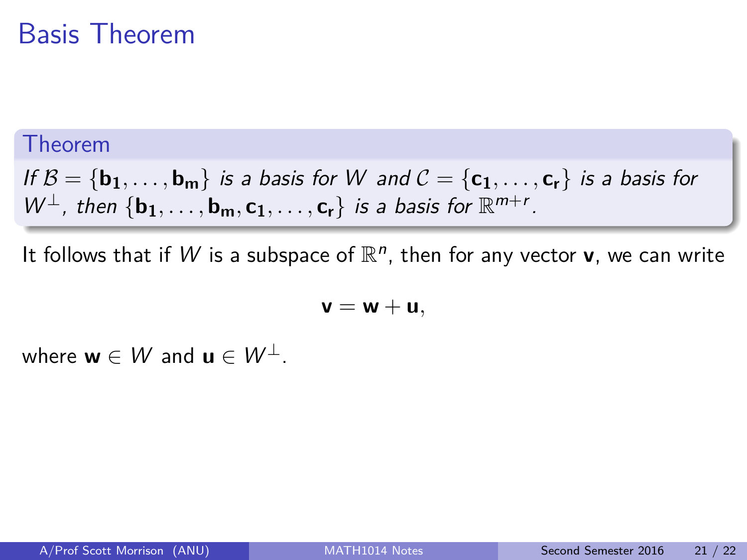# Basis Theorem

**Theorem**

*If $\mathcal{B} = \{\mathbf{b_1}, \ldots, \mathbf{b_m}\}$ is a basis for $W$ and $\mathcal{C} = \{\mathbf{c_1}, \ldots, \mathbf{c_r}\}$ is a basis for $W^\perp$, then $\{\mathbf{b_1}, \ldots, \mathbf{b_m}, \mathbf{c_1}, \ldots, \mathbf{c_r}\}$ is a basis for $\mathbb{R}^{m+r}$.*

It follows that if $W$ is a subspace of $\mathbb{R}^n$, then for any vector $\mathbf{v}$, we can write

$$\mathbf{v} = \mathbf{w} + \mathbf{u},$$

where $\mathbf{w} \in W$ and $\mathbf{u} \in W^\perp$.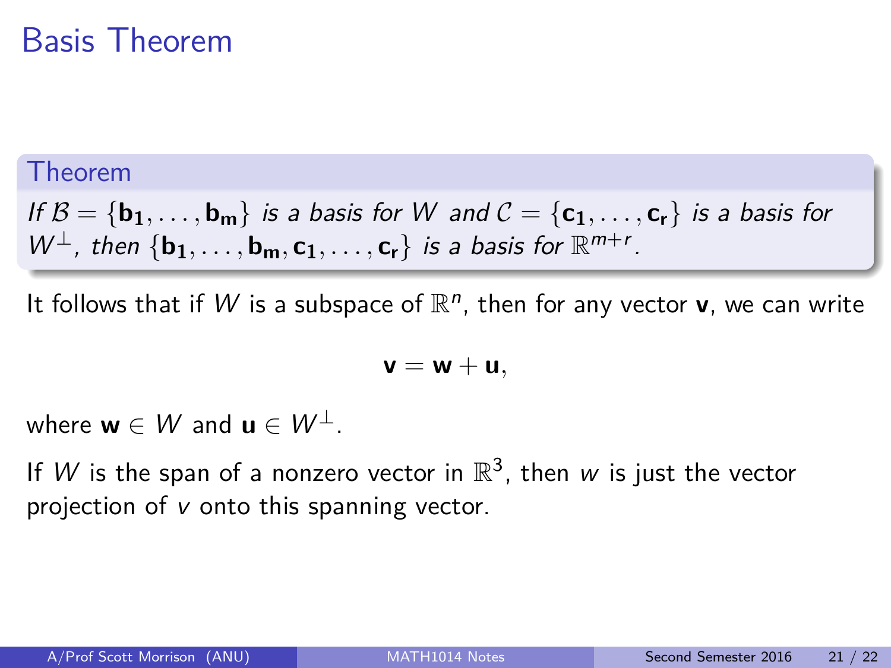# Basis Theorem

**Theorem**

*If $\mathcal{B} = \{\mathbf{b_1}, \ldots, \mathbf{b_m}\}$ is a basis for $W$ and $\mathcal{C} = \{\mathbf{c_1}, \ldots, \mathbf{c_r}\}$ is a basis for $W^\perp$, then $\{\mathbf{b_1}, \ldots, \mathbf{b_m}, \mathbf{c_1}, \ldots, \mathbf{c_r}\}$ is a basis for $\mathbb{R}^{m+r}$.*

It follows that if $W$ is a subspace of $\mathbb{R}^n$, then for any vector $\mathbf{v}$, we can write

$$\mathbf{v} = \mathbf{w} + \mathbf{u},$$

where $\mathbf{w} \in W$ and $\mathbf{u} \in W^\perp$.

If $W$ is the span of a nonzero vector in $\mathbb{R}^3$, then $w$ is just the vector projection of $v$ onto this spanning vector.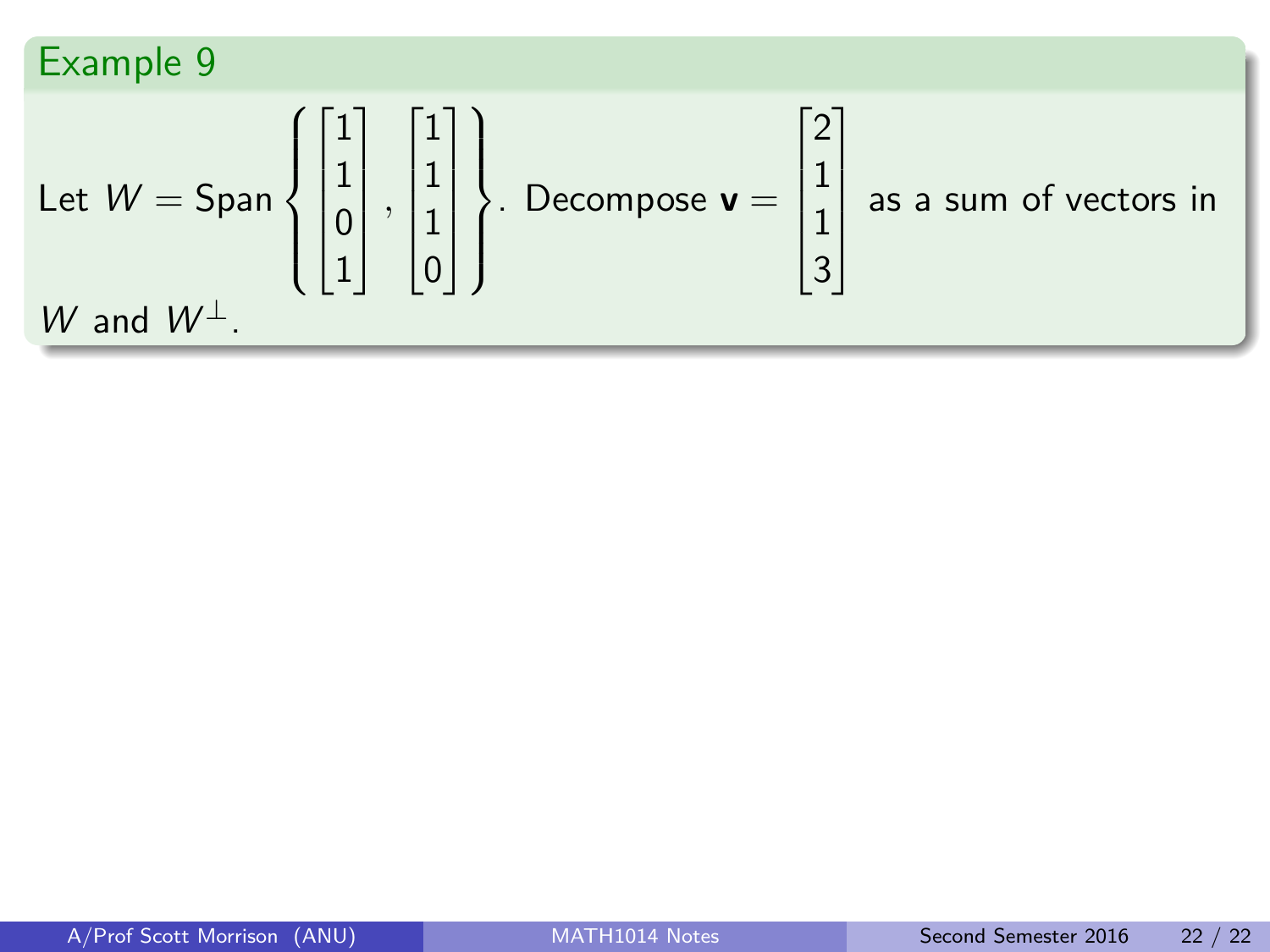## Example 9

Let $W = \text{Span}\left\{ \begin{bmatrix} 1 \\ 1 \\ 0 \\ 1 \end{bmatrix}, \begin{bmatrix} 1 \\ 1 \\ 1 \\ 0 \end{bmatrix} \right\}$. Decompose $\mathbf{v} = \begin{bmatrix} 2 \\ 1 \\ 1 \\ 3 \end{bmatrix}$ as a sum of vectors in $W$ and $W^{\perp}$.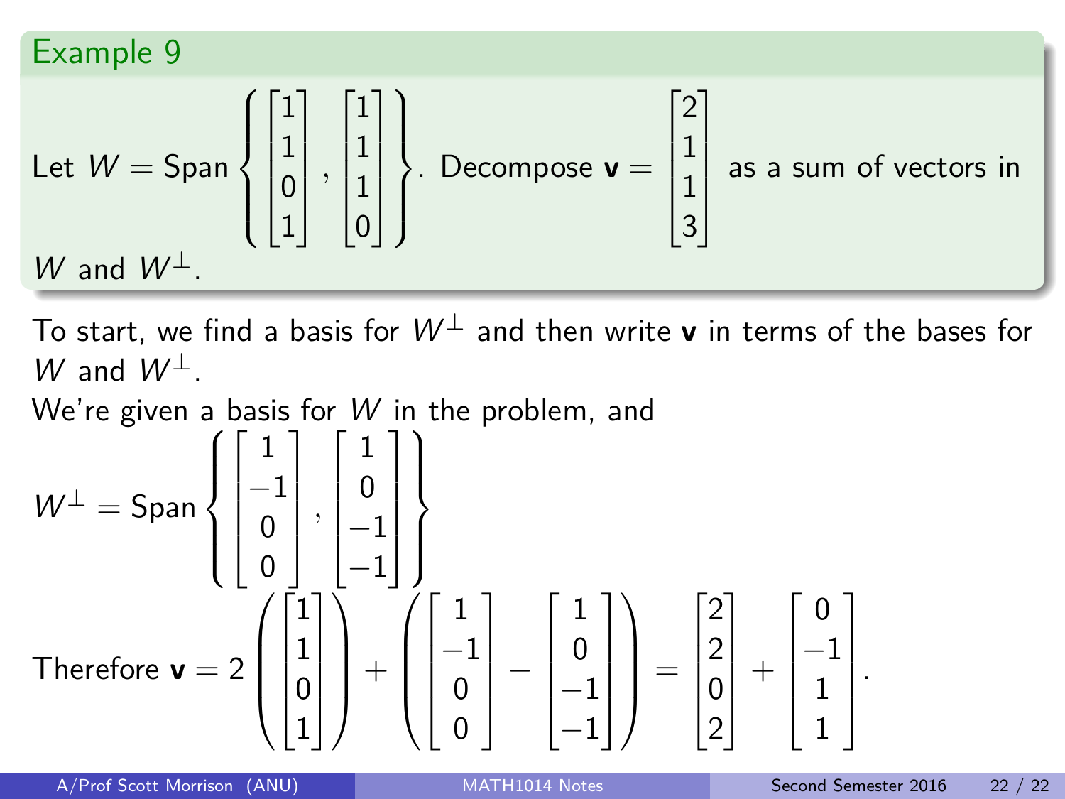## Example 9

Let $W = \text{Span}\left\{ \begin{bmatrix} 1 \\ 1 \\ 0 \\ 1 \end{bmatrix}, \begin{bmatrix} 1 \\ 1 \\ 1 \\ 0 \end{bmatrix} \right\}$. Decompose $\mathbf{v} = \begin{bmatrix} 2 \\ 1 \\ 1 \\ 3 \end{bmatrix}$ as a sum of vectors in $W$ and $W^{\perp}$.

To start, we find a basis for $W^{\perp}$ and then write $\mathbf{v}$ in terms of the bases for $W$ and $W^{\perp}$.

We're given a basis for $W$ in the problem, and

$$W^{\perp} = \text{Span}\left\{ \begin{bmatrix} 1 \\ -1 \\ 0 \\ 0 \end{bmatrix}, \begin{bmatrix} 1 \\ 0 \\ -1 \\ -1 \end{bmatrix} \right\}$$

Therefore $\mathbf{v} = 2\left( \begin{bmatrix} 1 \\ 1 \\ 0 \\ 1 \end{bmatrix} \right) + \left( \begin{bmatrix} 1 \\ -1 \\ 0 \\ 0 \end{bmatrix} - \begin{bmatrix} 1 \\ 0 \\ -1 \\ -1 \end{bmatrix} \right) = \begin{bmatrix} 2 \\ 2 \\ 0 \\ 2 \end{bmatrix} + \begin{bmatrix} 0 \\ -1 \\ 1 \\ 1 \end{bmatrix}.$